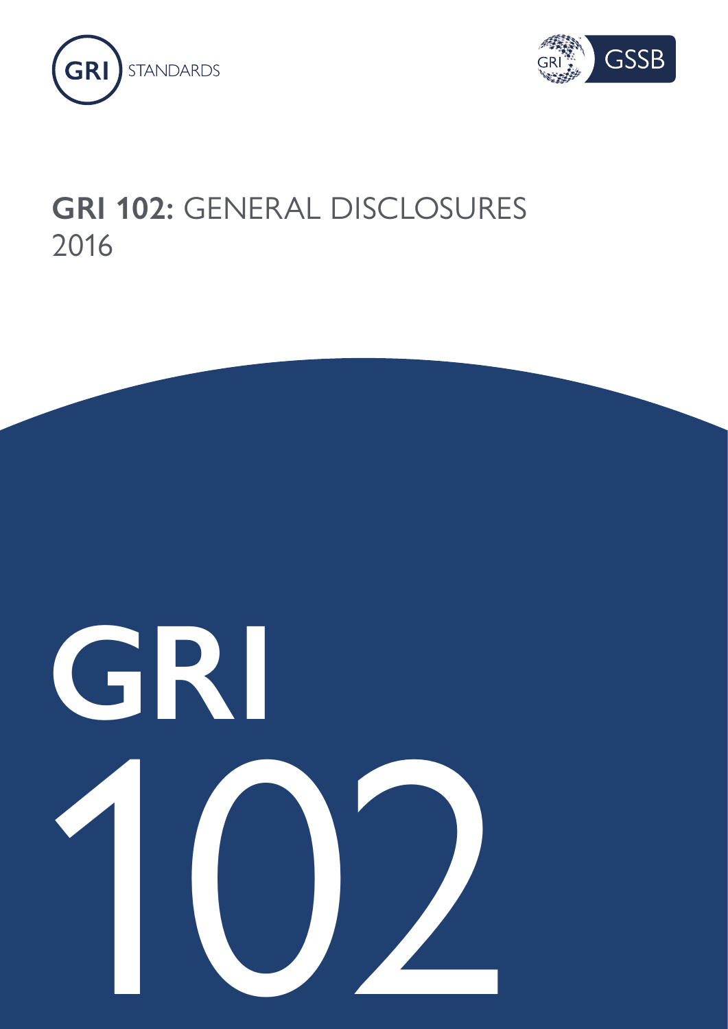GRI STANDARDS

GRI GSSB

# GRI 102: GENERAL DISCLOSURES 2016

GRI 102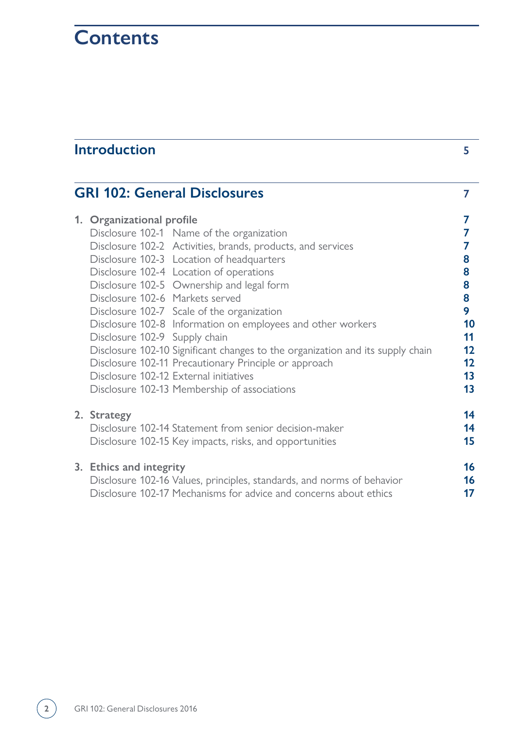# Contents

## Introduction 5

## GRI 102: General Disclosures 7

**1. Organizational profile** **7**

Disclosure 102-1 Name of the organization **7**

Disclosure 102-2 Activities, brands, products, and services **7**

Disclosure 102-3 Location of headquarters **8**

Disclosure 102-4 Location of operations **8**

Disclosure 102-5 Ownership and legal form **8**

Disclosure 102-6 Markets served **8**

Disclosure 102-7 Scale of the organization **9**

Disclosure 102-8 Information on employees and other workers **10**

Disclosure 102-9 Supply chain **11**

Disclosure 102-10 Significant changes to the organization and its supply chain **12**

Disclosure 102-11 Precautionary Principle or approach **12**

Disclosure 102-12 External initiatives **13**

Disclosure 102-13 Membership of associations **13**

**2. Strategy** **14**

Disclosure 102-14 Statement from senior decision-maker **14**

Disclosure 102-15 Key impacts, risks, and opportunities **15**

**3. Ethics and integrity** **16**

Disclosure 102-16 Values, principles, standards, and norms of behavior **16**

Disclosure 102-17 Mechanisms for advice and concerns about ethics **17**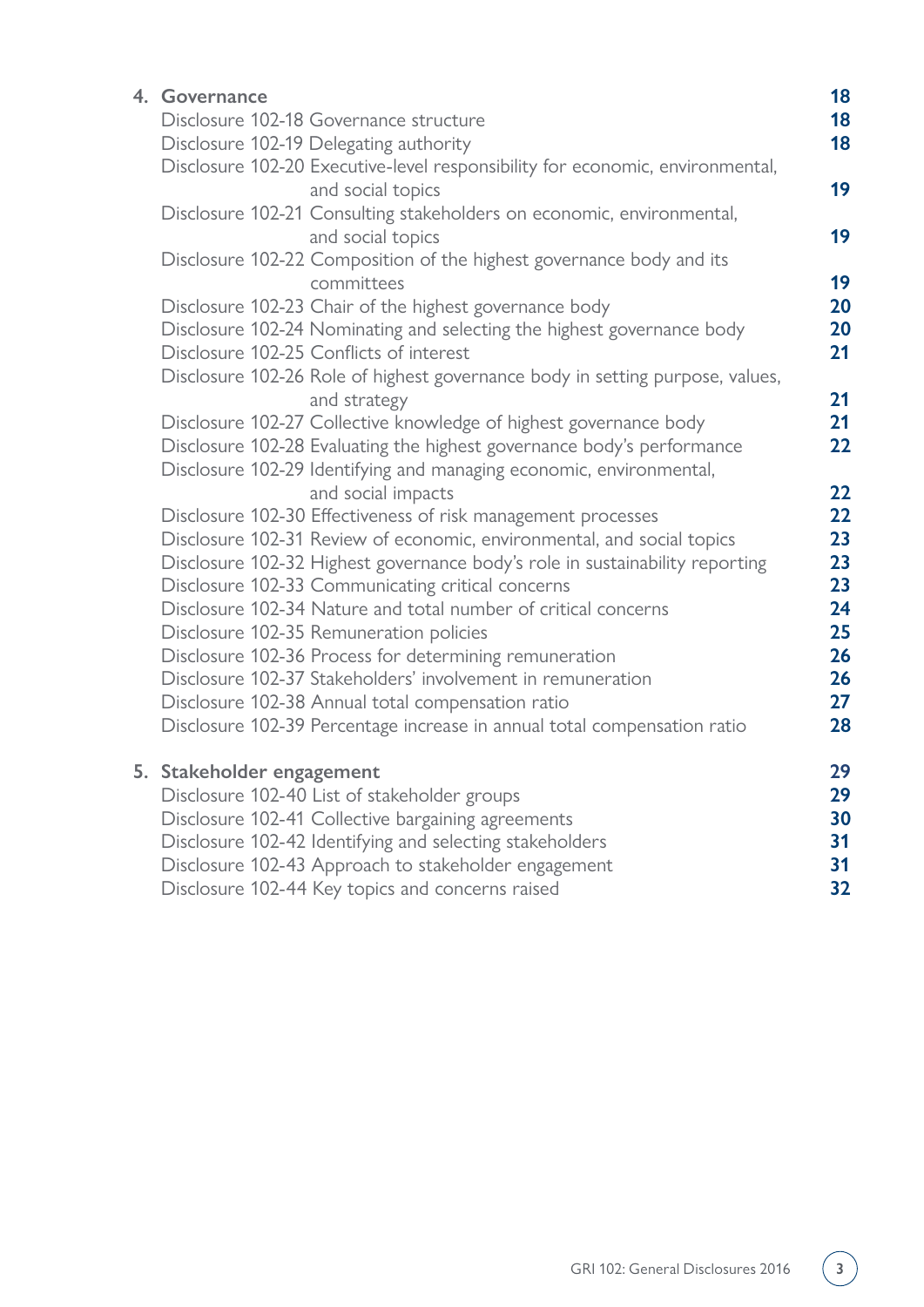4. **Governance** 18

- Disclosure 102-18 Governance structure 18
- Disclosure 102-19 Delegating authority 18
- Disclosure 102-20 Executive-level responsibility for economic, environmental, and social topics 19
- Disclosure 102-21 Consulting stakeholders on economic, environmental, and social topics 19
- Disclosure 102-22 Composition of the highest governance body and its committees 19
- Disclosure 102-23 Chair of the highest governance body 20
- Disclosure 102-24 Nominating and selecting the highest governance body 20
- Disclosure 102-25 Conflicts of interest 21
- Disclosure 102-26 Role of highest governance body in setting purpose, values, and strategy 21
- Disclosure 102-27 Collective knowledge of highest governance body 21
- Disclosure 102-28 Evaluating the highest governance body's performance 22
- Disclosure 102-29 Identifying and managing economic, environmental, and social impacts 22
- Disclosure 102-30 Effectiveness of risk management processes 22
- Disclosure 102-31 Review of economic, environmental, and social topics 23
- Disclosure 102-32 Highest governance body's role in sustainability reporting 23
- Disclosure 102-33 Communicating critical concerns 23
- Disclosure 102-34 Nature and total number of critical concerns 24
- Disclosure 102-35 Remuneration policies 25
- Disclosure 102-36 Process for determining remuneration 26
- Disclosure 102-37 Stakeholders' involvement in remuneration 26
- Disclosure 102-38 Annual total compensation ratio 27
- Disclosure 102-39 Percentage increase in annual total compensation ratio 28

5. **Stakeholder engagement** 29

- Disclosure 102-40 List of stakeholder groups 29
- Disclosure 102-41 Collective bargaining agreements 30
- Disclosure 102-42 Identifying and selecting stakeholders 31
- Disclosure 102-43 Approach to stakeholder engagement 31
- Disclosure 102-44 Key topics and concerns raised 32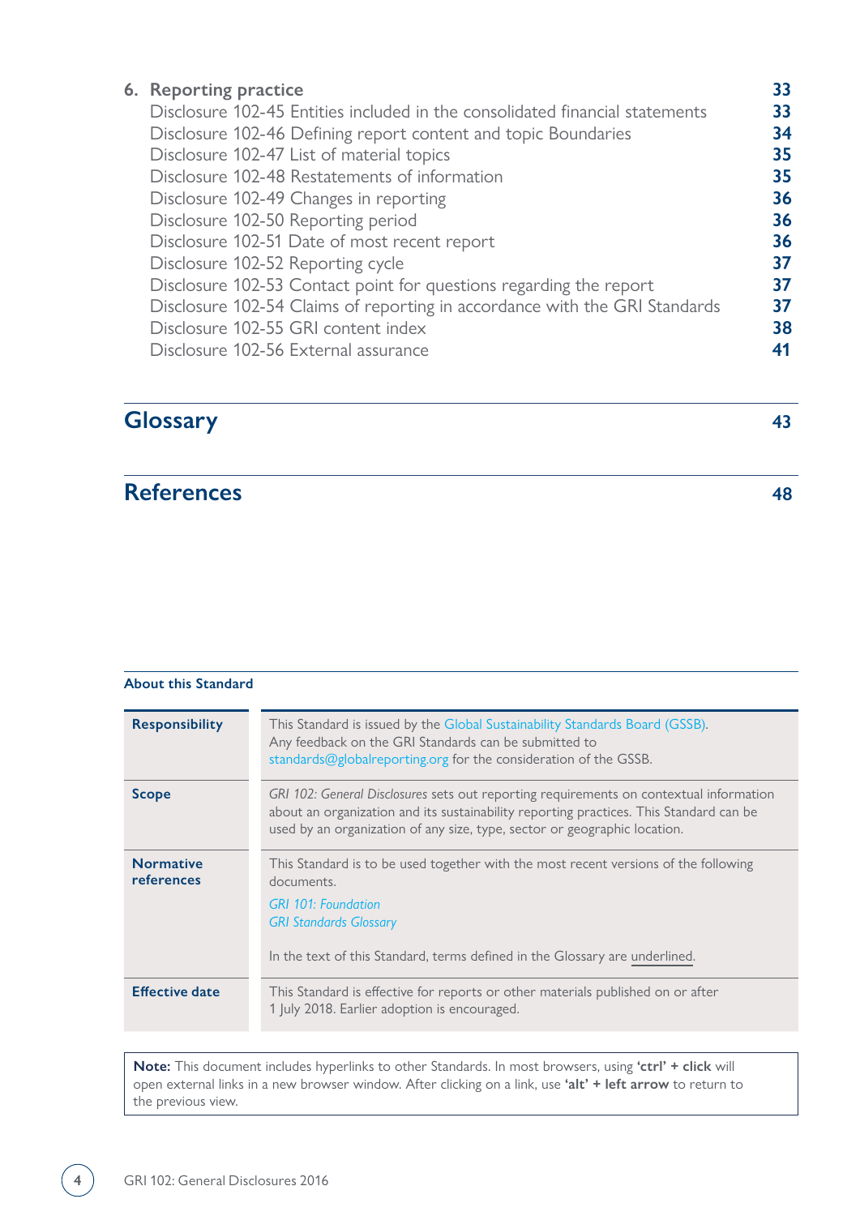| | |
|---|---|
| **6. Reporting practice** | **33** |
| Disclosure 102-45 Entities included in the consolidated financial statements | **33** |
| Disclosure 102-46 Defining report content and topic Boundaries | **34** |
| Disclosure 102-47 List of material topics | **35** |
| Disclosure 102-48 Restatements of information | **35** |
| Disclosure 102-49 Changes in reporting | **36** |
| Disclosure 102-50 Reporting period | **36** |
| Disclosure 102-51 Date of most recent report | **36** |
| Disclosure 102-52 Reporting cycle | **37** |
| Disclosure 102-53 Contact point for questions regarding the report | **37** |
| Disclosure 102-54 Claims of reporting in accordance with the GRI Standards | **37** |
| Disclosure 102-55 GRI content index | **38** |
| Disclosure 102-56 External assurance | **41** |

## Glossary 43

## References 48

**About this Standard**

| | |
|---|---|
| **Responsibility** | This Standard is issued by the Global Sustainability Standards Board (GSSB). Any feedback on the GRI Standards can be submitted to standards@globalreporting.org for the consideration of the GSSB. |
| **Scope** | *GRI 102: General Disclosures* sets out reporting requirements on contextual information about an organization and its sustainability reporting practices. This Standard can be used by an organization of any size, type, sector or geographic location. |
| **Normative references** | This Standard is to be used together with the most recent versions of the following documents.<br>*GRI 101: Foundation*<br>*GRI Standards Glossary*<br><br>In the text of this Standard, terms defined in the Glossary are underlined. |
| **Effective date** | This Standard is effective for reports or other materials published on or after 1 July 2018. Earlier adoption is encouraged. |

**Note:** This document includes hyperlinks to other Standards. In most browsers, using **'ctrl' + click** will open external links in a new browser window. After clicking on a link, use **'alt' + left arrow** to return to the previous view.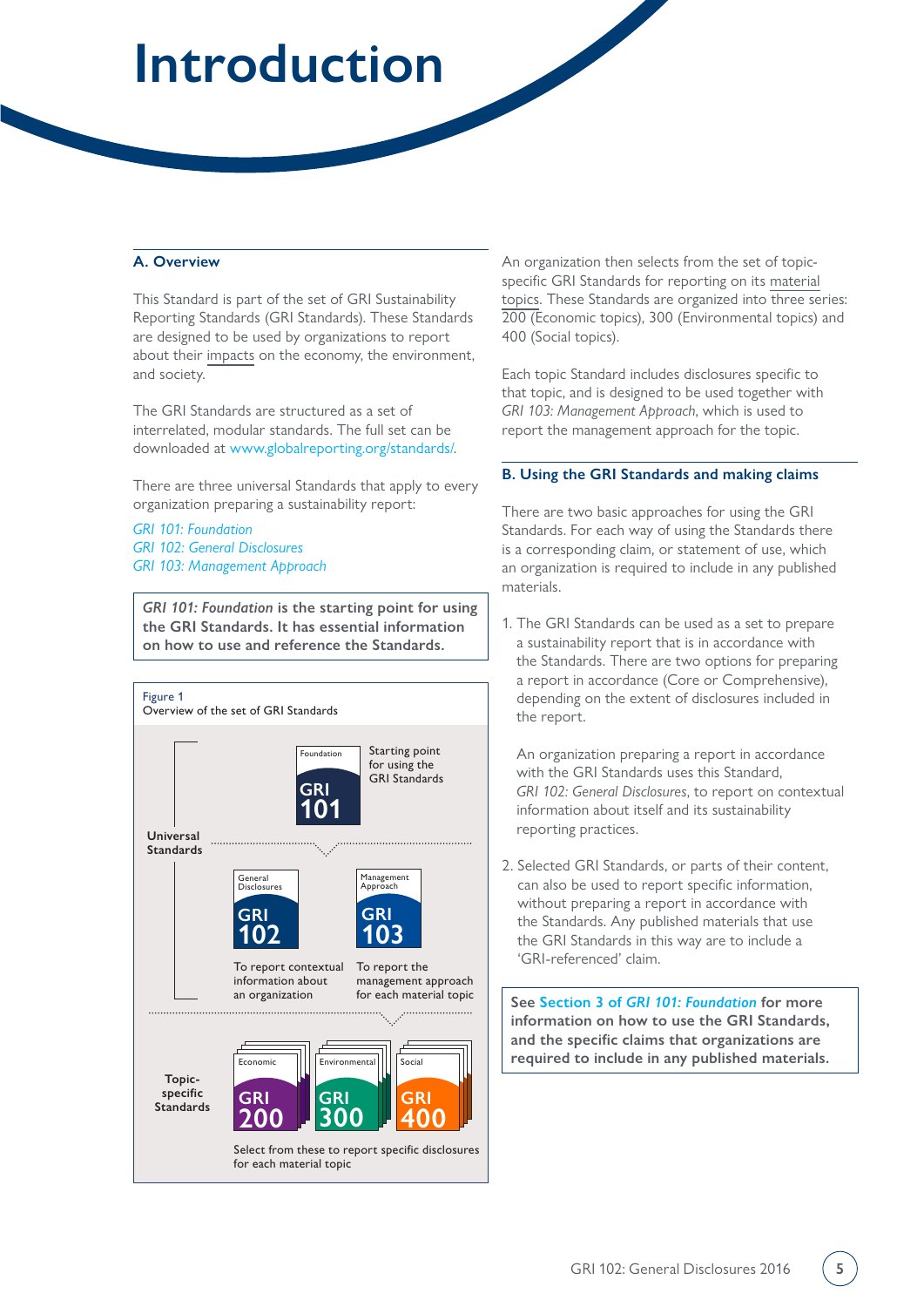# Introduction

## A. Overview

This Standard is part of the set of GRI Sustainability Reporting Standards (GRI Standards). These Standards are designed to be used by organizations to report about their impacts on the economy, the environment, and society.

The GRI Standards are structured as a set of interrelated, modular standards. The full set can be downloaded at www.globalreporting.org/standards/.

There are three universal Standards that apply to every organization preparing a sustainability report:

*GRI 101: Foundation*
*GRI 102: General Disclosures*
*GRI 103: Management Approach*

> ***GRI 101: Foundation*** **is the starting point for using the GRI Standards. It has essential information on how to use and reference the Standards.**

Figure 1
Overview of the set of GRI Standards

**Universal Standards**

- Foundation — GRI 101: Starting point for using the GRI Standards
- General Disclosures — GRI 102: To report contextual information about an organization
- Management Approach — GRI 103: To report the management approach for each material topic

**Topic-specific Standards**

- Economic — GRI 200
- Environmental — GRI 300
- Social — GRI 400

Select from these to report specific disclosures for each material topic

An organization then selects from the set of topic-specific GRI Standards for reporting on its material topics. These Standards are organized into three series: 200 (Economic topics), 300 (Environmental topics) and 400 (Social topics).

Each topic Standard includes disclosures specific to that topic, and is designed to be used together with *GRI 103: Management Approach*, which is used to report the management approach for the topic.

## B. Using the GRI Standards and making claims

There are two basic approaches for using the GRI Standards. For each way of using the Standards there is a corresponding claim, or statement of use, which an organization is required to include in any published materials.

1. The GRI Standards can be used as a set to prepare a sustainability report that is in accordance with the Standards. There are two options for preparing a report in accordance (Core or Comprehensive), depending on the extent of disclosures included in the report.

   An organization preparing a report in accordance with the GRI Standards uses this Standard, *GRI 102: General Disclosures*, to report on contextual information about itself and its sustainability reporting practices.

2. Selected GRI Standards, or parts of their content, can also be used to report specific information, without preparing a report in accordance with the Standards. Any published materials that use the GRI Standards in this way are to include a 'GRI-referenced' claim.

> **See Section 3 of *GRI 101: Foundation* for more information on how to use the GRI Standards, and the specific claims that organizations are required to include in any published materials.**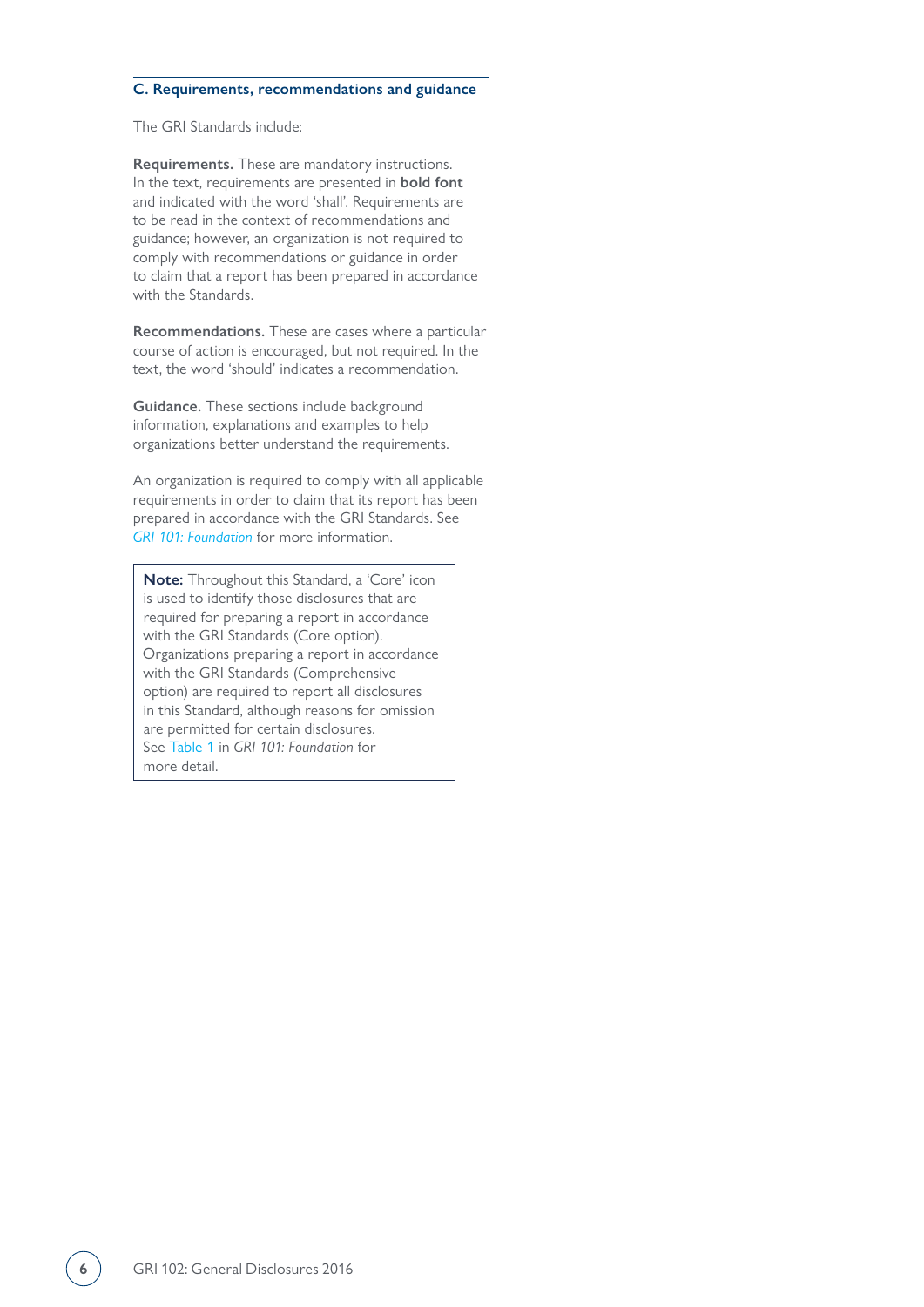## C. Requirements, recommendations and guidance

The GRI Standards include:

**Requirements.** These are mandatory instructions. In the text, requirements are presented in **bold font** and indicated with the word 'shall'. Requirements are to be read in the context of recommendations and guidance; however, an organization is not required to comply with recommendations or guidance in order to claim that a report has been prepared in accordance with the Standards.

**Recommendations.** These are cases where a particular course of action is encouraged, but not required. In the text, the word 'should' indicates a recommendation.

**Guidance.** These sections include background information, explanations and examples to help organizations better understand the requirements.

An organization is required to comply with all applicable requirements in order to claim that its report has been prepared in accordance with the GRI Standards. See *GRI 101: Foundation* for more information.

> **Note:** Throughout this Standard, a 'Core' icon is used to identify those disclosures that are required for preparing a report in accordance with the GRI Standards (Core option). Organizations preparing a report in accordance with the GRI Standards (Comprehensive option) are required to report all disclosures in this Standard, although reasons for omission are permitted for certain disclosures. See Table 1 in *GRI 101: Foundation* for more detail.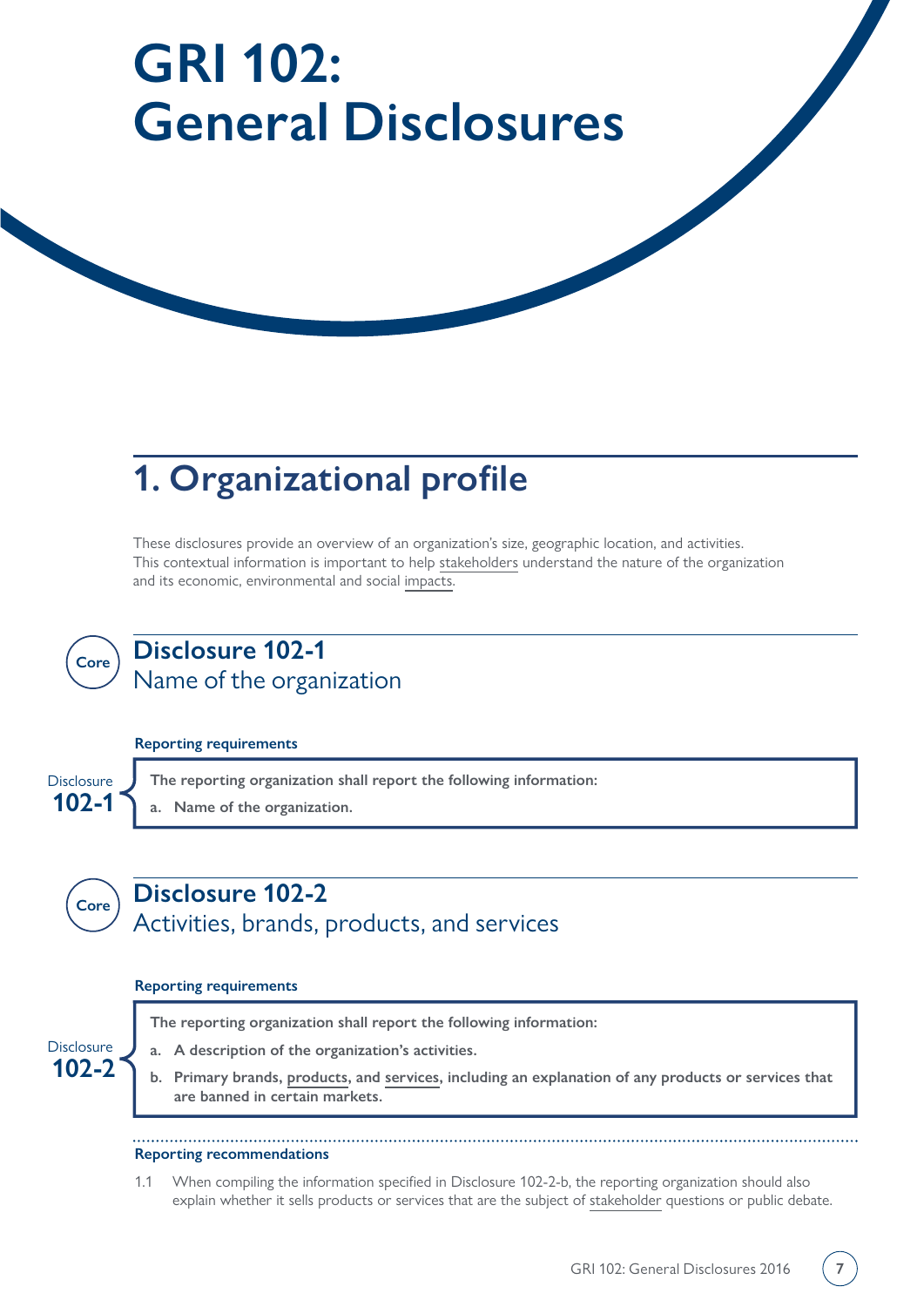# GRI 102: General Disclosures

## 1. Organizational profile

These disclosures provide an overview of an organization's size, geographic location, and activities. This contextual information is important to help stakeholders understand the nature of the organization and its economic, environmental and social impacts.

Core

### Disclosure 102-1
Name of the organization

**Reporting requirements**

Disclosure **102-1**

**The reporting organization shall report the following information:**

**a. Name of the organization.**

Core

### Disclosure 102-2
Activities, brands, products, and services

**Reporting requirements**

Disclosure **102-2**

**The reporting organization shall report the following information:**

**a. A description of the organization's activities.**

**b. Primary brands, products, and services, including an explanation of any products or services that are banned in certain markets.**

**Reporting recommendations**

1.1 When compiling the information specified in Disclosure 102-2-b, the reporting organization should also explain whether it sells products or services that are the subject of stakeholder questions or public debate.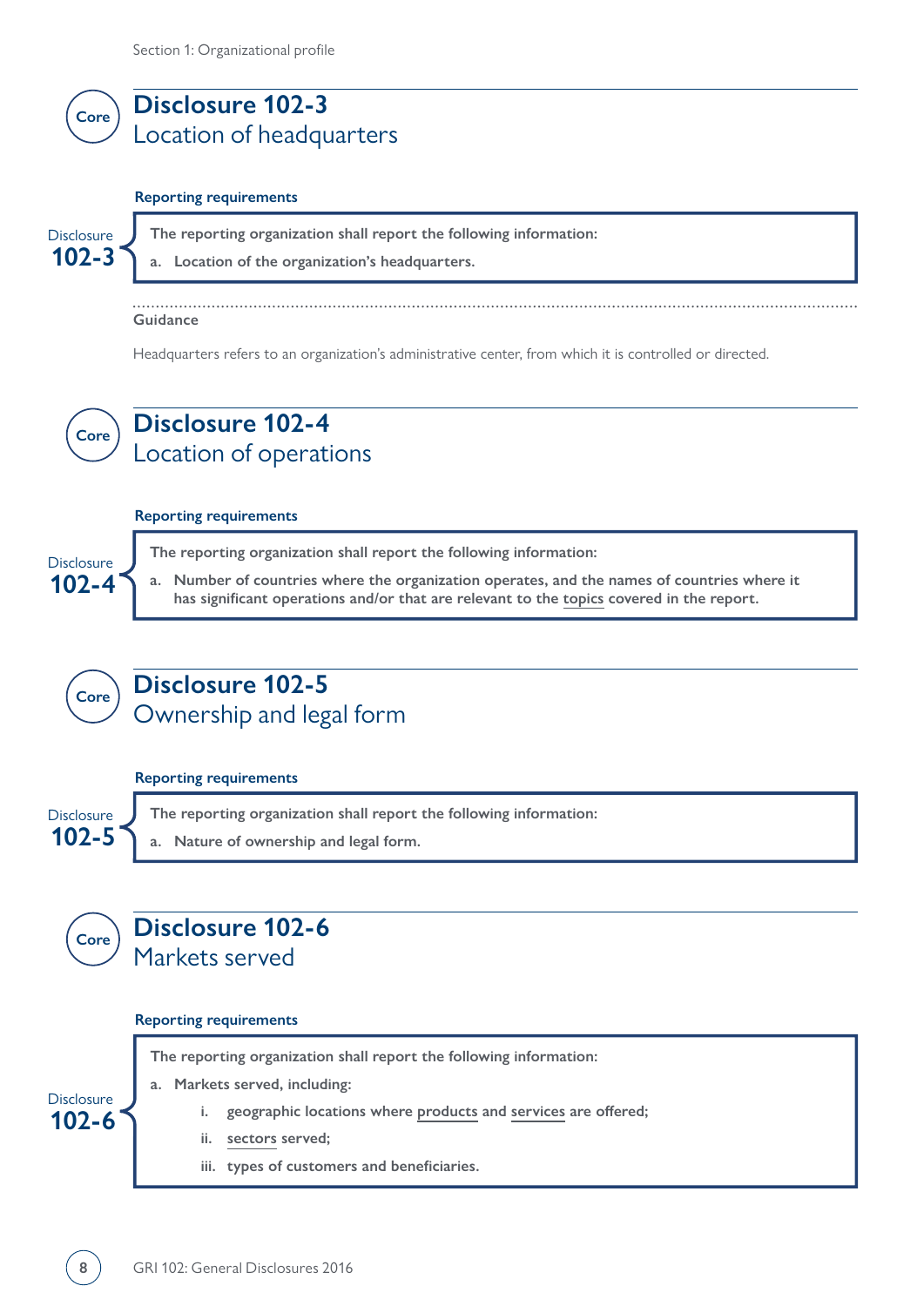## Disclosure 102-3
### Location of headquarters

Core

**Reporting requirements**

Disclosure **102-3**

**The reporting organization shall report the following information:**

**a. Location of the organization's headquarters.**

**Guidance**

Headquarters refers to an organization's administrative center, from which it is controlled or directed.

## Disclosure 102-4
### Location of operations

Core

**Reporting requirements**

Disclosure **102-4**

**The reporting organization shall report the following information:**

**a. Number of countries where the organization operates, and the names of countries where it has significant operations and/or that are relevant to the topics covered in the report.**

## Disclosure 102-5
### Ownership and legal form

Core

**Reporting requirements**

Disclosure **102-5**

**The reporting organization shall report the following information:**

**a. Nature of ownership and legal form.**

## Disclosure 102-6
### Markets served

Core

**Reporting requirements**

Disclosure **102-6**

**The reporting organization shall report the following information:**

**a. Markets served, including:**

- **i. geographic locations where products and services are offered;**
- **ii. sectors served;**
- **iii. types of customers and beneficiaries.**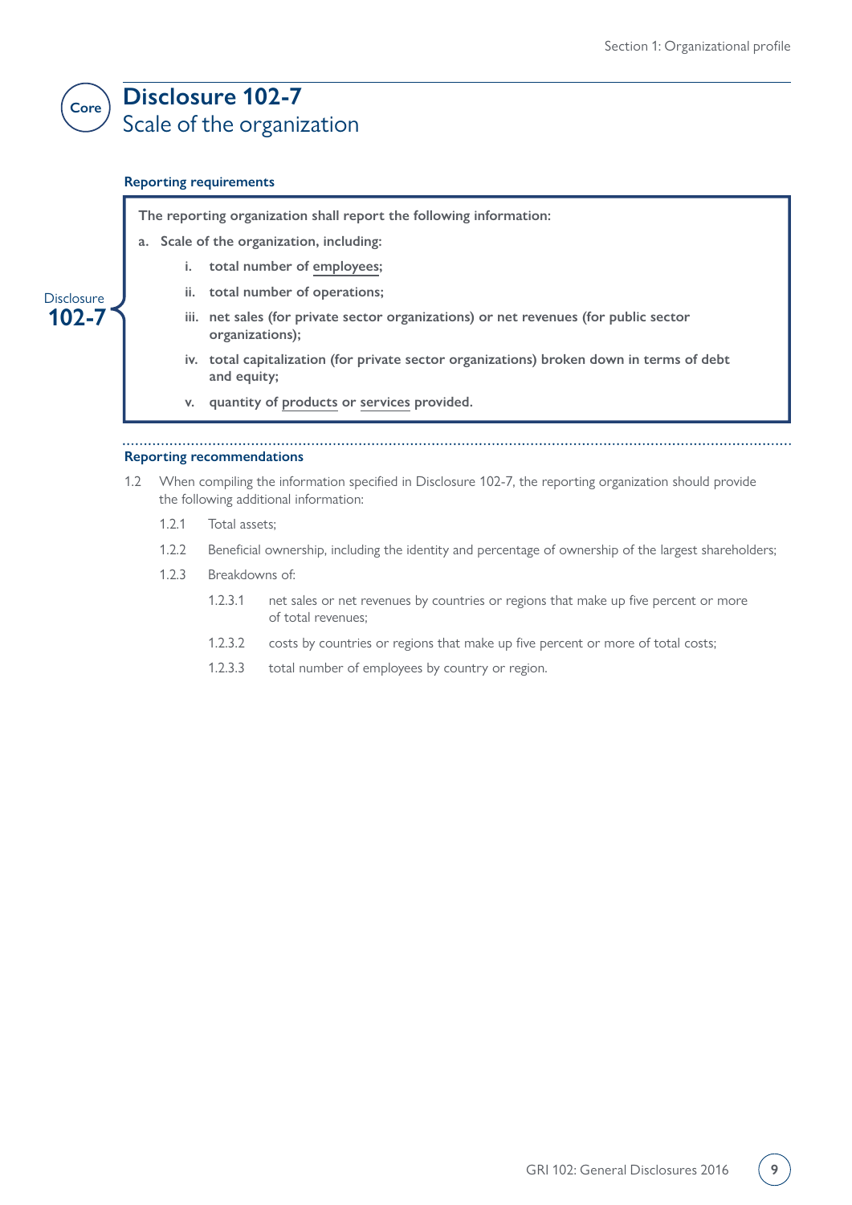Core

# Disclosure 102-7
## Scale of the organization

### Reporting requirements

Disclosure **102-7**

**The reporting organization shall report the following information:**

**a. Scale of the organization, including:**

- **i. total number of employees;**
- **ii. total number of operations;**
- **iii. net sales (for private sector organizations) or net revenues (for public sector organizations);**
- **iv. total capitalization (for private sector organizations) broken down in terms of debt and equity;**
- **v. quantity of products or services provided.**

### Reporting recommendations

1.2 When compiling the information specified in Disclosure 102-7, the reporting organization should provide the following additional information:

- 1.2.1 Total assets;
- 1.2.2 Beneficial ownership, including the identity and percentage of ownership of the largest shareholders;
- 1.2.3 Breakdowns of:
  - 1.2.3.1 net sales or net revenues by countries or regions that make up five percent or more of total revenues;
  - 1.2.3.2 costs by countries or regions that make up five percent or more of total costs;
  - 1.2.3.3 total number of employees by country or region.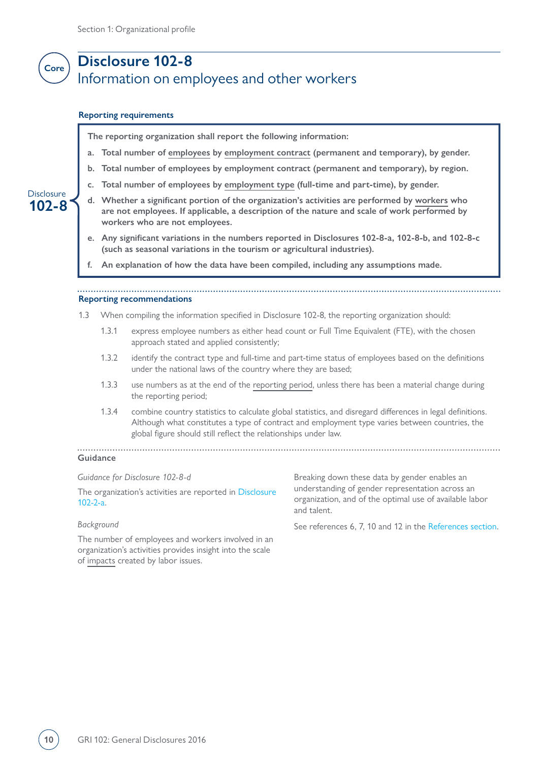Core

# Disclosure 102-8
## Information on employees and other workers

### Reporting requirements

Disclosure **102-8**

**The reporting organization shall report the following information:**

**a. Total number of employees by employment contract (permanent and temporary), by gender.**

**b. Total number of employees by employment contract (permanent and temporary), by region.**

**c. Total number of employees by employment type (full-time and part-time), by gender.**

**d. Whether a significant portion of the organization's activities are performed by workers who are not employees. If applicable, a description of the nature and scale of work performed by workers who are not employees.**

**e. Any significant variations in the numbers reported in Disclosures 102-8-a, 102-8-b, and 102-8-c (such as seasonal variations in the tourism or agricultural industries).**

**f. An explanation of how the data have been compiled, including any assumptions made.**

### Reporting recommendations

1.3 When compiling the information specified in Disclosure 102-8, the reporting organization should:

1.3.1 express employee numbers as either head count or Full Time Equivalent (FTE), with the chosen approach stated and applied consistently;

1.3.2 identify the contract type and full-time and part-time status of employees based on the definitions under the national laws of the country where they are based;

1.3.3 use numbers as at the end of the reporting period, unless there has been a material change during the reporting period;

1.3.4 combine country statistics to calculate global statistics, and disregard differences in legal definitions. Although what constitutes a type of contract and employment type varies between countries, the global figure should still reflect the relationships under law.

### Guidance

*Guidance for Disclosure 102-8-d*

The organization's activities are reported in Disclosure 102-2-a.

*Background*

The number of employees and workers involved in an organization's activities provides insight into the scale of impacts created by labor issues.

Breaking down these data by gender enables an understanding of gender representation across an organization, and of the optimal use of available labor and talent.

See references 6, 7, 10 and 12 in the References section.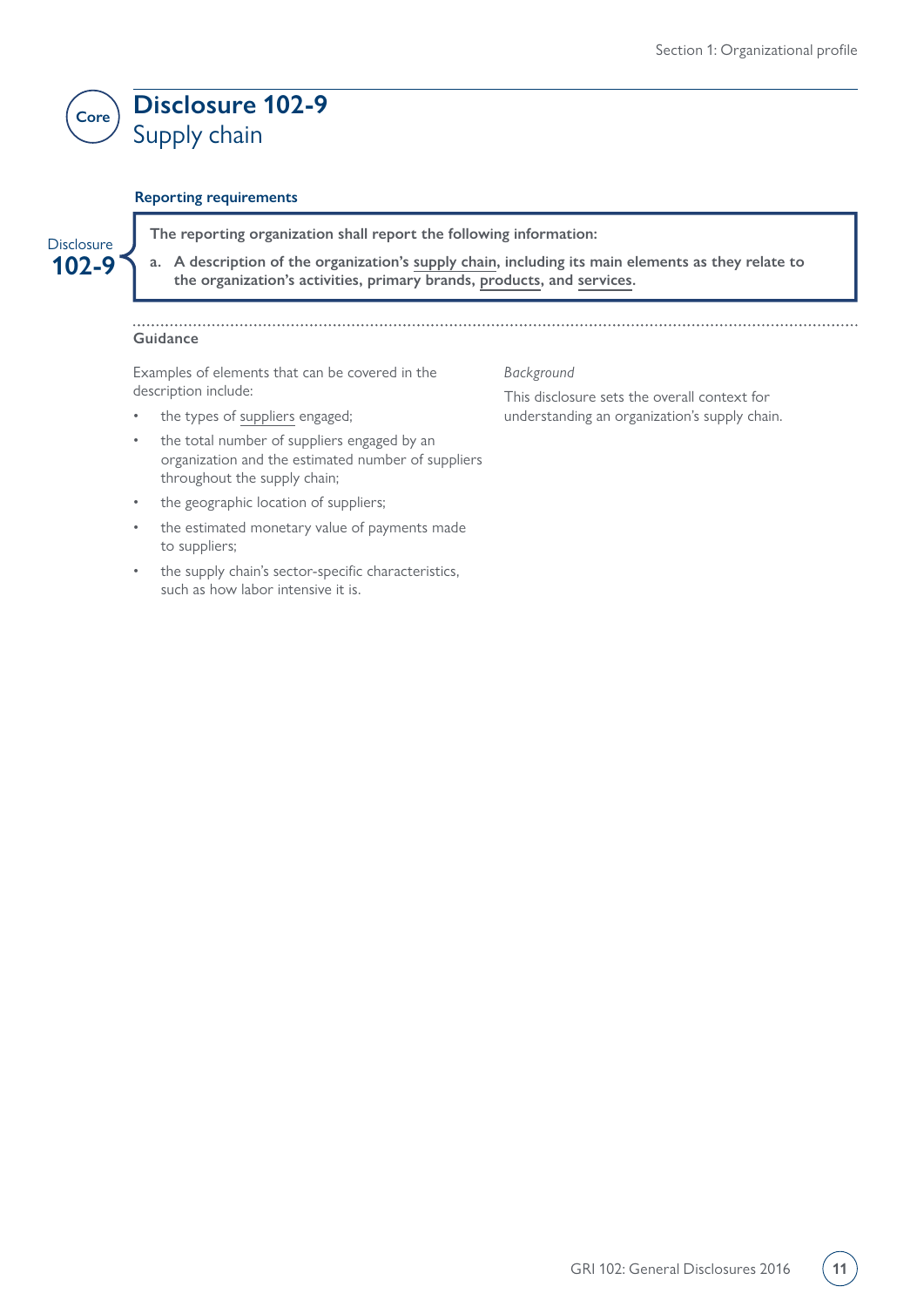Core

# Disclosure 102-9
## Supply chain

**Reporting requirements**

Disclosure 102-9

**The reporting organization shall report the following information:**

**a. A description of the organization's supply chain, including its main elements as they relate to the organization's activities, primary brands, products, and services.**

**Guidance**

Examples of elements that can be covered in the description include:

- the types of suppliers engaged;
- the total number of suppliers engaged by an organization and the estimated number of suppliers throughout the supply chain;
- the geographic location of suppliers;
- the estimated monetary value of payments made to suppliers;
- the supply chain's sector-specific characteristics, such as how labor intensive it is.

*Background*

This disclosure sets the overall context for understanding an organization's supply chain.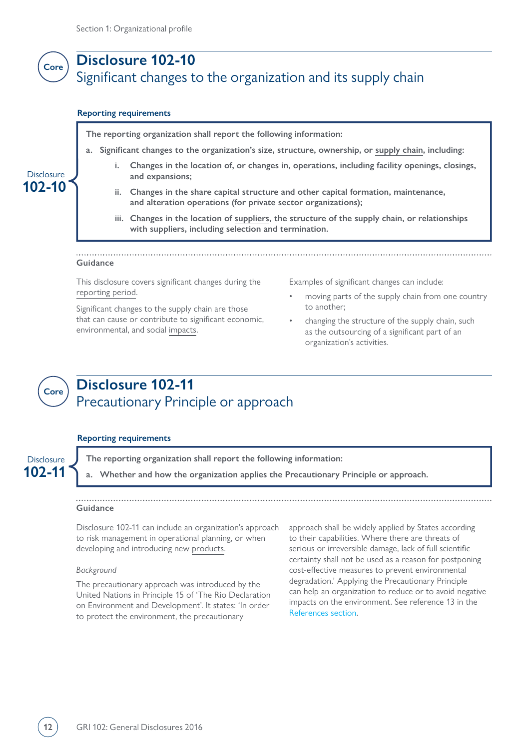Core

## Disclosure 102-10
### Significant changes to the organization and its supply chain

**Reporting requirements**

Disclosure **102-10**

**The reporting organization shall report the following information:**

**a. Significant changes to the organization's size, structure, ownership, or supply chain, including:**

**i. Changes in the location of, or changes in, operations, including facility openings, closings, and expansions;**

**ii. Changes in the share capital structure and other capital formation, maintenance, and alteration operations (for private sector organizations);**

**iii. Changes in the location of suppliers, the structure of the supply chain, or relationships with suppliers, including selection and termination.**

**Guidance**

This disclosure covers significant changes during the reporting period.

Significant changes to the supply chain are those that can cause or contribute to significant economic, environmental, and social impacts.

Examples of significant changes can include:

- moving parts of the supply chain from one country to another;
- changing the structure of the supply chain, such as the outsourcing of a significant part of an organization's activities.

Core

## Disclosure 102-11
### Precautionary Principle or approach

**Reporting requirements**

Disclosure **102-11**

**The reporting organization shall report the following information:**

**a. Whether and how the organization applies the Precautionary Principle or approach.**

**Guidance**

Disclosure 102-11 can include an organization's approach to risk management in operational planning, or when developing and introducing new products.

*Background*

The precautionary approach was introduced by the United Nations in Principle 15 of 'The Rio Declaration on Environment and Development'. It states: 'In order to protect the environment, the precautionary approach shall be widely applied by States according to their capabilities. Where there are threats of serious or irreversible damage, lack of full scientific certainty shall not be used as a reason for postponing cost-effective measures to prevent environmental degradation.' Applying the Precautionary Principle can help an organization to reduce or to avoid negative impacts on the environment. See reference 13 in the References section.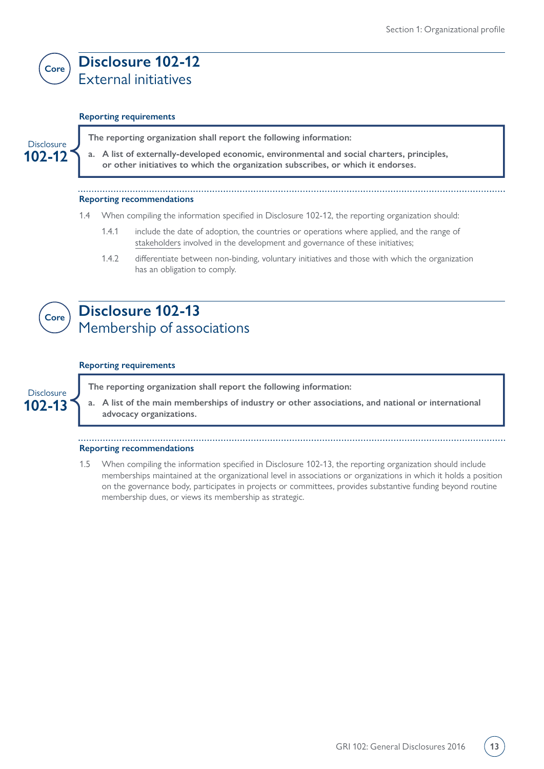Core

## Disclosure 102-12
External initiatives

**Reporting requirements**

Disclosure **102-12**

**The reporting organization shall report the following information:**

**a. A list of externally-developed economic, environmental and social charters, principles, or other initiatives to which the organization subscribes, or which it endorses.**

**Reporting recommendations**

1.4 When compiling the information specified in Disclosure 102-12, the reporting organization should:

1.4.1 include the date of adoption, the countries or operations where applied, and the range of stakeholders involved in the development and governance of these initiatives;

1.4.2 differentiate between non-binding, voluntary initiatives and those with which the organization has an obligation to comply.

Core

## Disclosure 102-13
Membership of associations

**Reporting requirements**

Disclosure **102-13**

**The reporting organization shall report the following information:**

**a. A list of the main memberships of industry or other associations, and national or international advocacy organizations.**

**Reporting recommendations**

1.5 When compiling the information specified in Disclosure 102-13, the reporting organization should include memberships maintained at the organizational level in associations or organizations in which it holds a position on the governance body, participates in projects or committees, provides substantive funding beyond routine membership dues, or views its membership as strategic.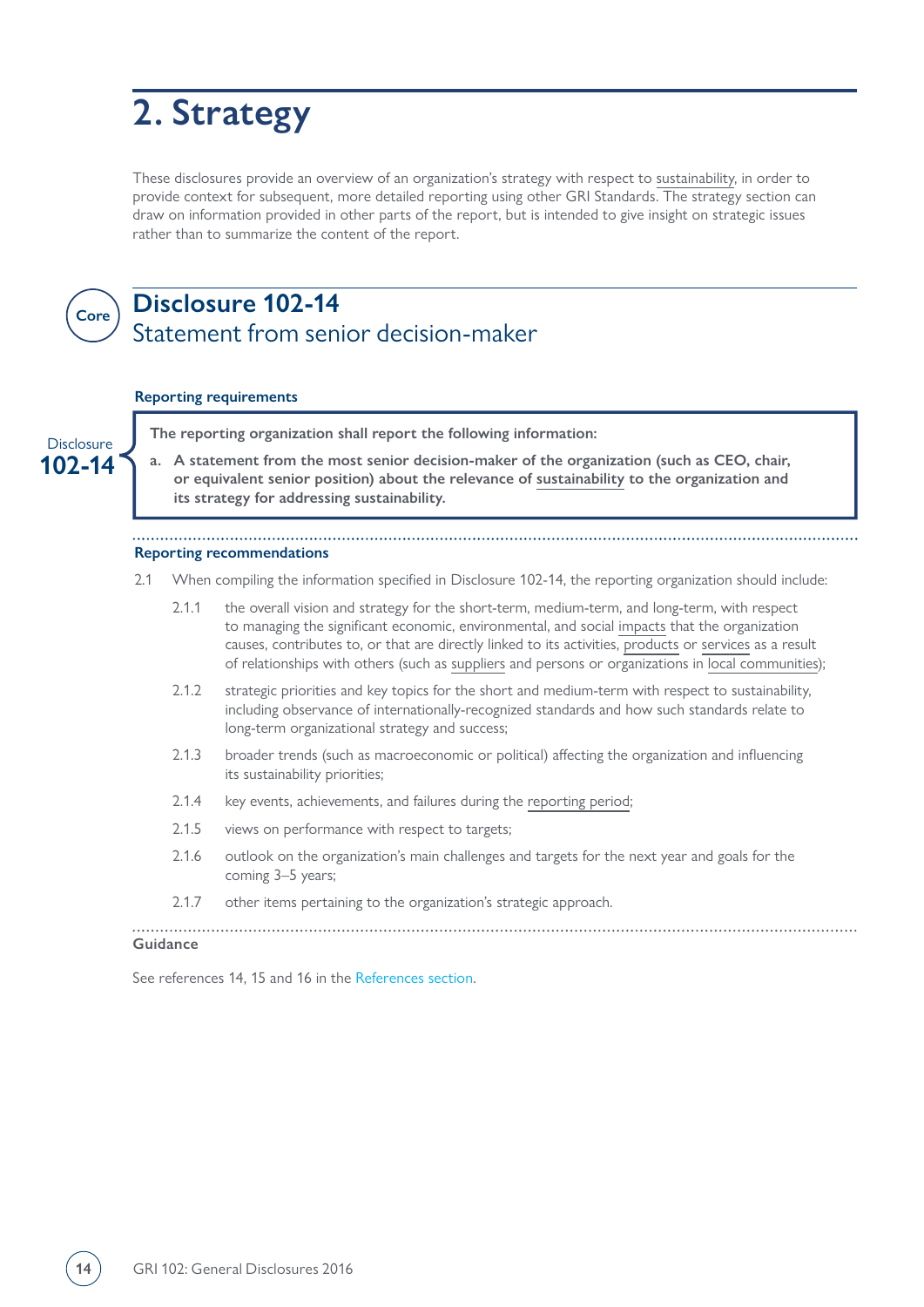# 2. Strategy

These disclosures provide an overview of an organization's strategy with respect to sustainability, in order to provide context for subsequent, more detailed reporting using other GRI Standards. The strategy section can draw on information provided in other parts of the report, but is intended to give insight on strategic issues rather than to summarize the content of the report.

Core

## Disclosure 102-14
### Statement from senior decision-maker

**Reporting requirements**

Disclosure **102-14**

**The reporting organization shall report the following information:**

**a. A statement from the most senior decision-maker of the organization (such as CEO, chair, or equivalent senior position) about the relevance of sustainability to the organization and its strategy for addressing sustainability.**

**Reporting recommendations**

2.1 When compiling the information specified in Disclosure 102-14, the reporting organization should include:

2.1.1 the overall vision and strategy for the short-term, medium-term, and long-term, with respect to managing the significant economic, environmental, and social impacts that the organization causes, contributes to, or that are directly linked to its activities, products or services as a result of relationships with others (such as suppliers and persons or organizations in local communities);

2.1.2 strategic priorities and key topics for the short and medium-term with respect to sustainability, including observance of internationally-recognized standards and how such standards relate to long-term organizational strategy and success;

2.1.3 broader trends (such as macroeconomic or political) affecting the organization and influencing its sustainability priorities;

2.1.4 key events, achievements, and failures during the reporting period;

2.1.5 views on performance with respect to targets;

2.1.6 outlook on the organization's main challenges and targets for the next year and goals for the coming 3–5 years;

2.1.7 other items pertaining to the organization's strategic approach.

**Guidance**

See references 14, 15 and 16 in the References section.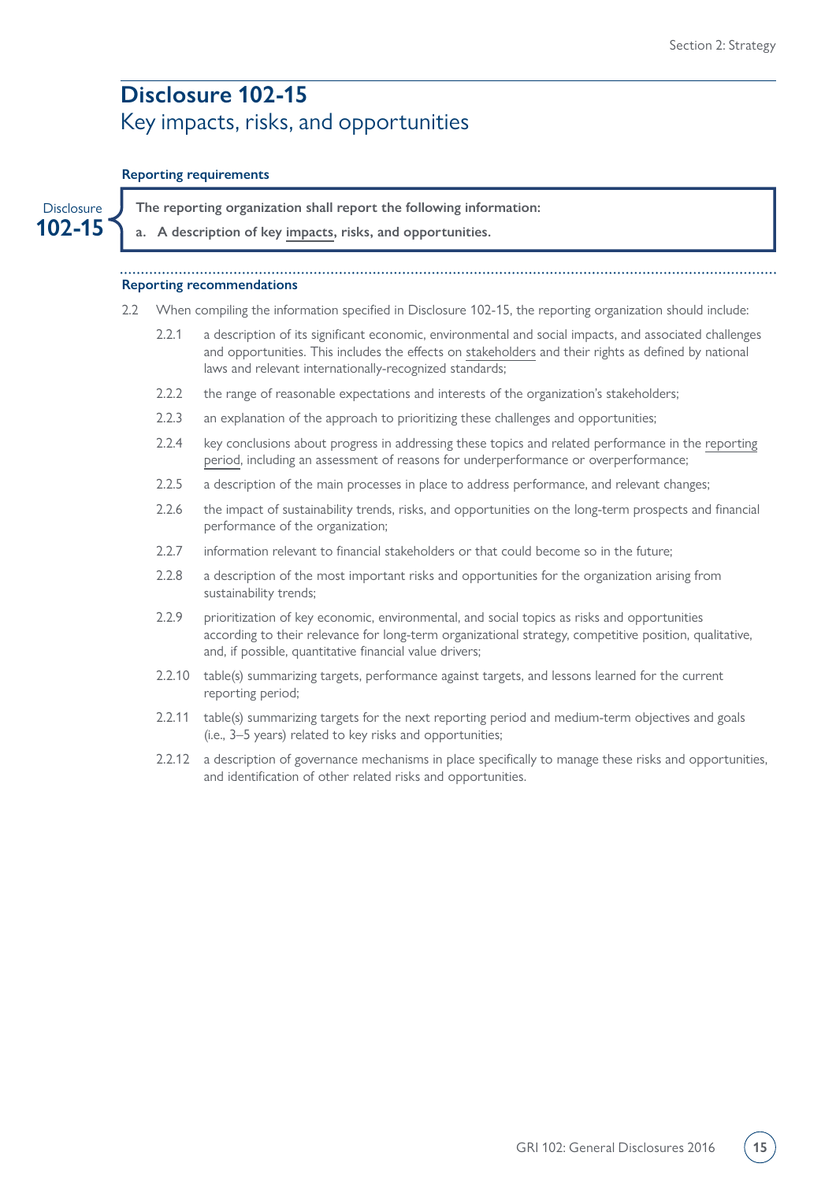# Disclosure 102-15

## Key impacts, risks, and opportunities

**Reporting requirements**

Disclosure **102-15**

> **The reporting organization shall report the following information:**
>
> **a. A description of key impacts, risks, and opportunities.**

**Reporting recommendations**

2.2 When compiling the information specified in Disclosure 102-15, the reporting organization should include:

- 2.2.1 a description of its significant economic, environmental and social impacts, and associated challenges and opportunities. This includes the effects on stakeholders and their rights as defined by national laws and relevant internationally-recognized standards;
- 2.2.2 the range of reasonable expectations and interests of the organization's stakeholders;
- 2.2.3 an explanation of the approach to prioritizing these challenges and opportunities;
- 2.2.4 key conclusions about progress in addressing these topics and related performance in the reporting period, including an assessment of reasons for underperformance or overperformance;
- 2.2.5 a description of the main processes in place to address performance, and relevant changes;
- 2.2.6 the impact of sustainability trends, risks, and opportunities on the long-term prospects and financial performance of the organization;
- 2.2.7 information relevant to financial stakeholders or that could become so in the future;
- 2.2.8 a description of the most important risks and opportunities for the organization arising from sustainability trends;
- 2.2.9 prioritization of key economic, environmental, and social topics as risks and opportunities according to their relevance for long-term organizational strategy, competitive position, qualitative, and, if possible, quantitative financial value drivers;
- 2.2.10 table(s) summarizing targets, performance against targets, and lessons learned for the current reporting period;
- 2.2.11 table(s) summarizing targets for the next reporting period and medium-term objectives and goals (i.e., 3–5 years) related to key risks and opportunities;
- 2.2.12 a description of governance mechanisms in place specifically to manage these risks and opportunities, and identification of other related risks and opportunities.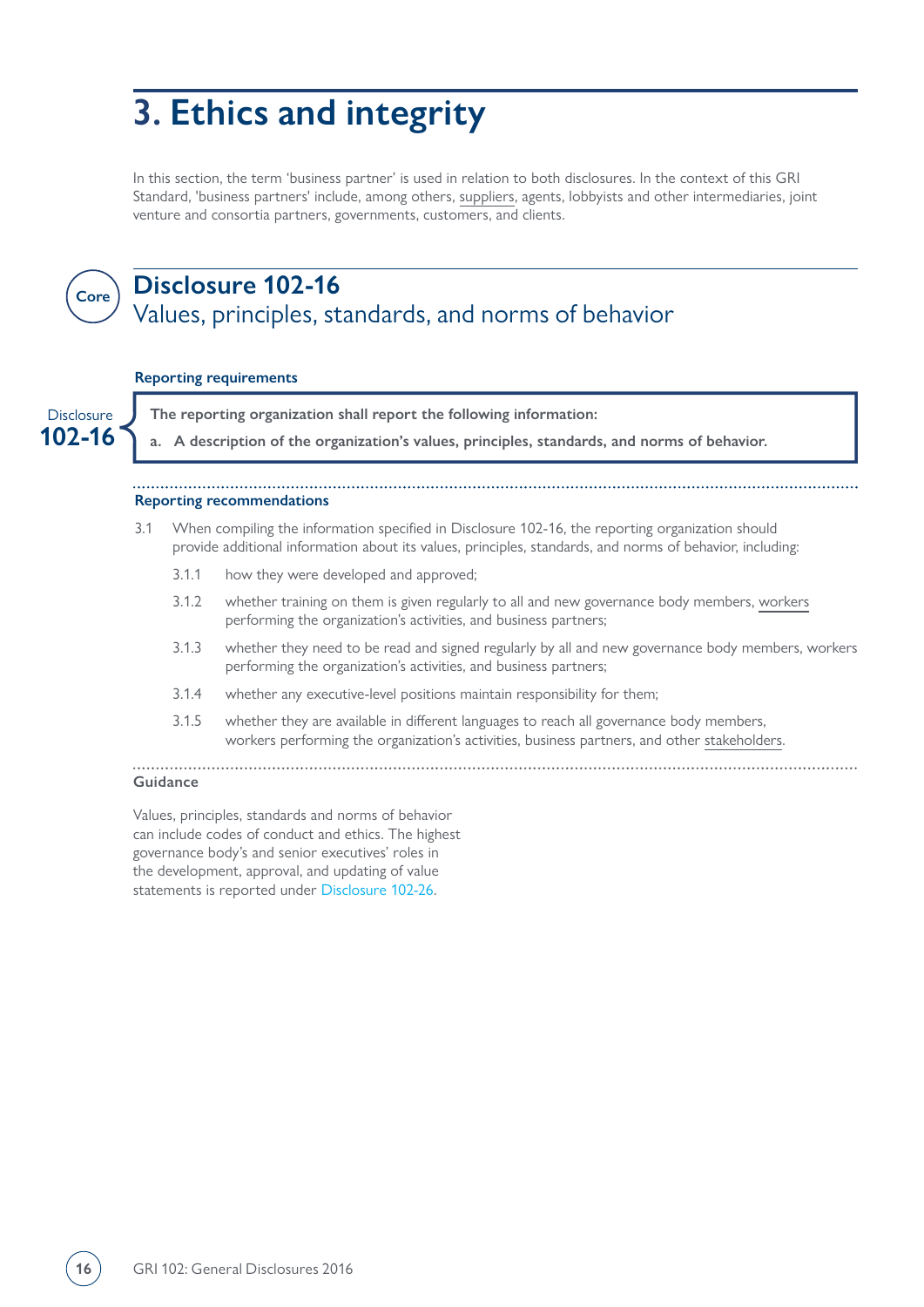# 3. Ethics and integrity

In this section, the term 'business partner' is used in relation to both disclosures. In the context of this GRI Standard, 'business partners' include, among others, suppliers, agents, lobbyists and other intermediaries, joint venture and consortia partners, governments, customers, and clients.

Core

## Disclosure 102-16

Values, principles, standards, and norms of behavior

### Reporting requirements

Disclosure **102-16**

**The reporting organization shall report the following information:**

**a. A description of the organization's values, principles, standards, and norms of behavior.**

### Reporting recommendations

3.1 When compiling the information specified in Disclosure 102-16, the reporting organization should provide additional information about its values, principles, standards, and norms of behavior, including:

- 3.1.1 how they were developed and approved;
- 3.1.2 whether training on them is given regularly to all and new governance body members, workers performing the organization's activities, and business partners;
- 3.1.3 whether they need to be read and signed regularly by all and new governance body members, workers performing the organization's activities, and business partners;
- 3.1.4 whether any executive-level positions maintain responsibility for them;
- 3.1.5 whether they are available in different languages to reach all governance body members, workers performing the organization's activities, business partners, and other stakeholders.

### Guidance

Values, principles, standards and norms of behavior can include codes of conduct and ethics. The highest governance body's and senior executives' roles in the development, approval, and updating of value statements is reported under Disclosure 102-26.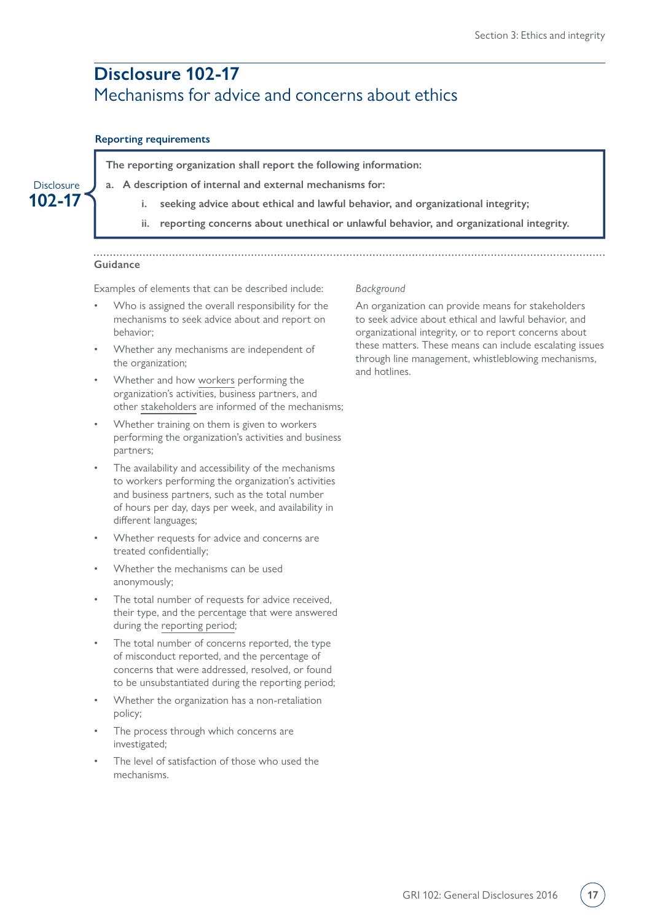## Disclosure 102-17
### Mechanisms for advice and concerns about ethics

**Reporting requirements**

Disclosure **102-17**

**The reporting organization shall report the following information:**

**a. A description of internal and external mechanisms for:**

  **i. seeking advice about ethical and lawful behavior, and organizational integrity;**

  **ii. reporting concerns about unethical or unlawful behavior, and organizational integrity.**

**Guidance**

Examples of elements that can be described include:

- Who is assigned the overall responsibility for the mechanisms to seek advice about and report on behavior;
- Whether any mechanisms are independent of the organization;
- Whether and how workers performing the organization's activities, business partners, and other stakeholders are informed of the mechanisms;
- Whether training on them is given to workers performing the organization's activities and business partners;
- The availability and accessibility of the mechanisms to workers performing the organization's activities and business partners, such as the total number of hours per day, days per week, and availability in different languages;
- Whether requests for advice and concerns are treated confidentially;
- Whether the mechanisms can be used anonymously;
- The total number of requests for advice received, their type, and the percentage that were answered during the reporting period;
- The total number of concerns reported, the type of misconduct reported, and the percentage of concerns that were addressed, resolved, or found to be unsubstantiated during the reporting period;
- Whether the organization has a non-retaliation policy;
- The process through which concerns are investigated;
- The level of satisfaction of those who used the mechanisms.

*Background*

An organization can provide means for stakeholders to seek advice about ethical and lawful behavior, and organizational integrity, or to report concerns about these matters. These means can include escalating issues through line management, whistleblowing mechanisms, and hotlines.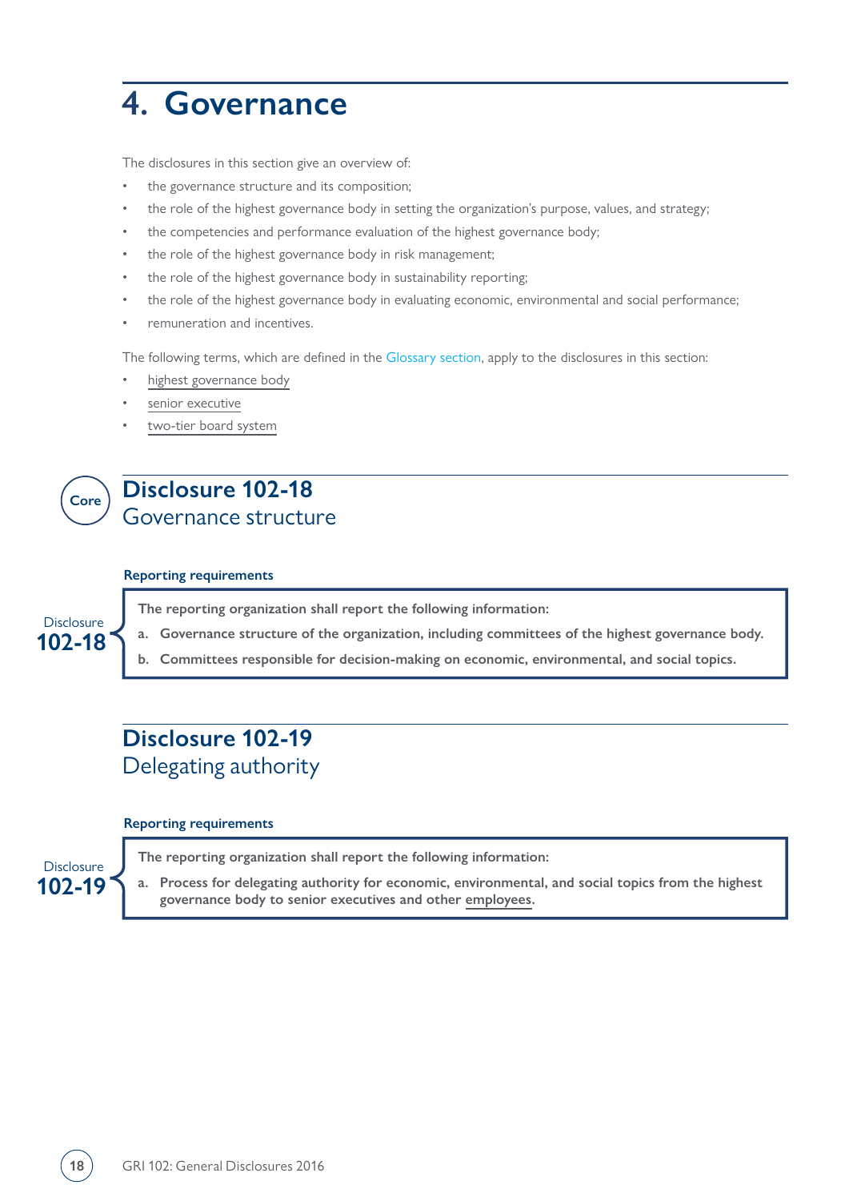# 4. Governance

The disclosures in this section give an overview of:

- the governance structure and its composition;
- the role of the highest governance body in setting the organization's purpose, values, and strategy;
- the competencies and performance evaluation of the highest governance body;
- the role of the highest governance body in risk management;
- the role of the highest governance body in sustainability reporting;
- the role of the highest governance body in evaluating economic, environmental and social performance;
- remuneration and incentives.

The following terms, which are defined in the Glossary section, apply to the disclosures in this section:

- highest governance body
- senior executive
- two-tier board system

Core

## Disclosure 102-18
Governance structure

**Reporting requirements**

Disclosure 102-18

**The reporting organization shall report the following information:**

**a. Governance structure of the organization, including committees of the highest governance body.**

**b. Committees responsible for decision-making on economic, environmental, and social topics.**

## Disclosure 102-19
Delegating authority

**Reporting requirements**

Disclosure 102-19

**The reporting organization shall report the following information:**

**a. Process for delegating authority for economic, environmental, and social topics from the highest governance body to senior executives and other employees.**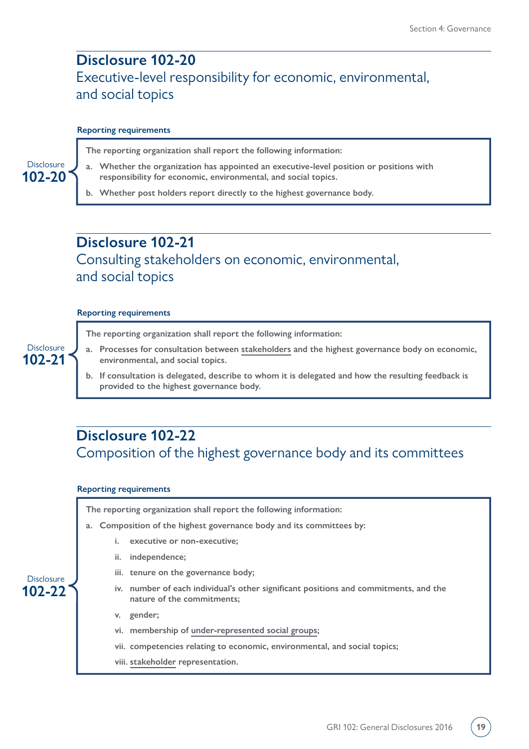## Disclosure 102-20

### Executive-level responsibility for economic, environmental, and social topics

**Reporting requirements**

Disclosure 102-20

**The reporting organization shall report the following information:**

a. **Whether the organization has appointed an executive-level position or positions with responsibility for economic, environmental, and social topics.**

b. **Whether post holders report directly to the highest governance body.**

## Disclosure 102-21

### Consulting stakeholders on economic, environmental, and social topics

**Reporting requirements**

Disclosure 102-21

**The reporting organization shall report the following information:**

a. **Processes for consultation between stakeholders and the highest governance body on economic, environmental, and social topics.**

b. **If consultation is delegated, describe to whom it is delegated and how the resulting feedback is provided to the highest governance body.**

## Disclosure 102-22

### Composition of the highest governance body and its committees

**Reporting requirements**

Disclosure 102-22

**The reporting organization shall report the following information:**

a. **Composition of the highest governance body and its committees by:**

   i. **executive or non-executive;**

   ii. **independence;**

   iii. **tenure on the governance body;**

   iv. **number of each individual's other significant positions and commitments, and the nature of the commitments;**

   v. **gender;**

   vi. **membership of under-represented social groups;**

   vii. **competencies relating to economic, environmental, and social topics;**

   viii. **stakeholder representation.**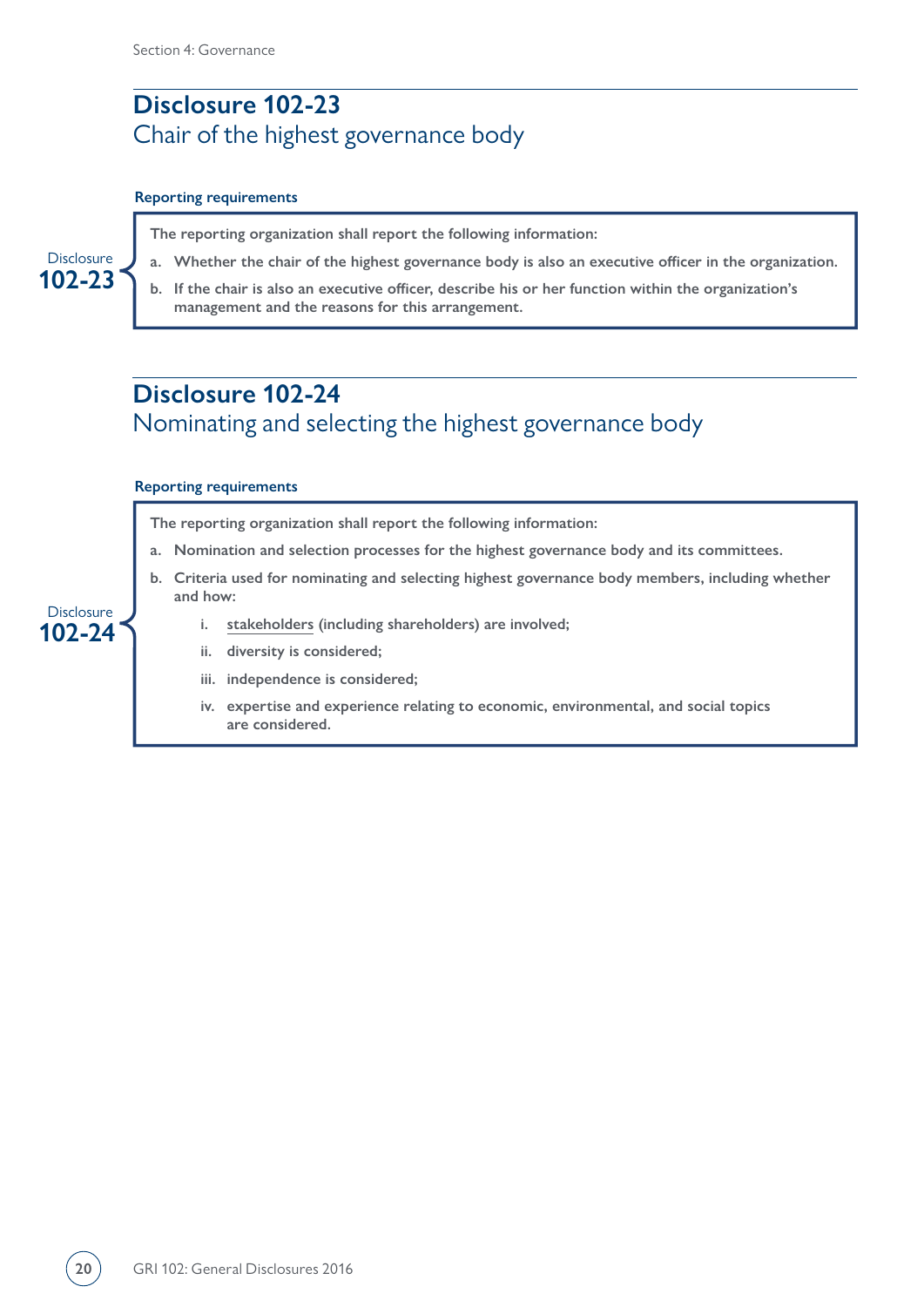## Disclosure 102-23
### Chair of the highest governance body

**Reporting requirements**

Disclosure **102-23**

**The reporting organization shall report the following information:**

**a. Whether the chair of the highest governance body is also an executive officer in the organization.**

**b. If the chair is also an executive officer, describe his or her function within the organization's management and the reasons for this arrangement.**

## Disclosure 102-24
### Nominating and selecting the highest governance body

**Reporting requirements**

Disclosure **102-24**

**The reporting organization shall report the following information:**

**a. Nomination and selection processes for the highest governance body and its committees.**

**b. Criteria used for nominating and selecting highest governance body members, including whether and how:**

**i. stakeholders (including shareholders) are involved;**

**ii. diversity is considered;**

**iii. independence is considered;**

**iv. expertise and experience relating to economic, environmental, and social topics are considered.**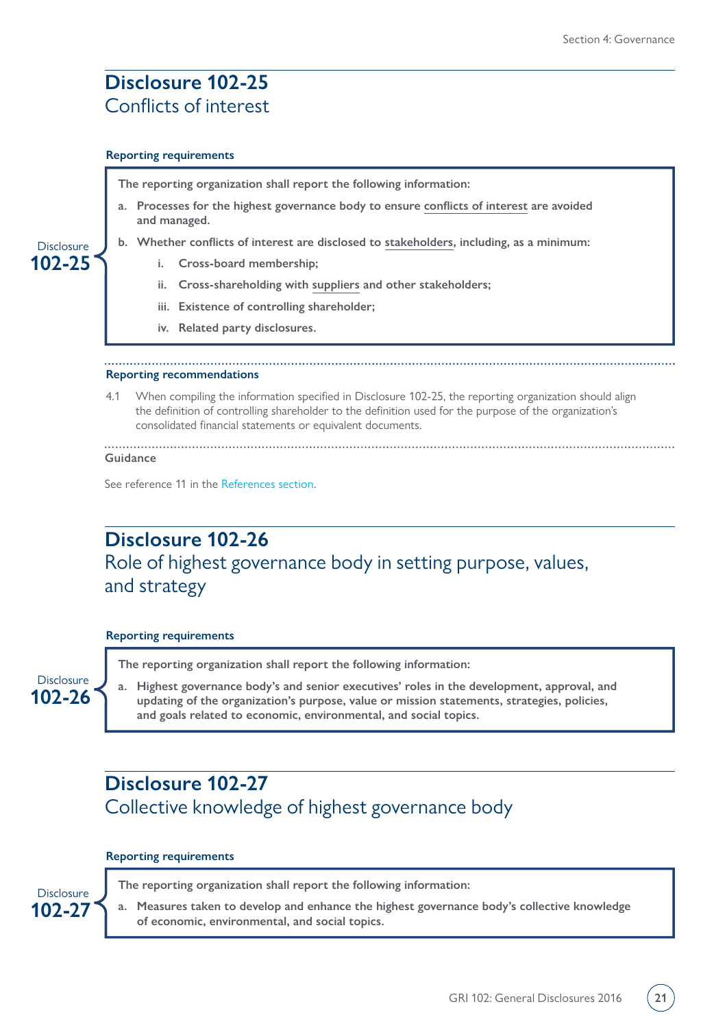## Disclosure 102-25
### Conflicts of interest

**Reporting requirements**

Disclosure 102-25

**The reporting organization shall report the following information:**

**a. Processes for the highest governance body to ensure conflicts of interest are avoided and managed.**

**b. Whether conflicts of interest are disclosed to stakeholders, including, as a minimum:**

  **i. Cross-board membership;**

  **ii. Cross-shareholding with suppliers and other stakeholders;**

  **iii. Existence of controlling shareholder;**

  **iv. Related party disclosures.**

**Reporting recommendations**

4.1 When compiling the information specified in Disclosure 102-25, the reporting organization should align the definition of controlling shareholder to the definition used for the purpose of the organization's consolidated financial statements or equivalent documents.

**Guidance**

See reference 11 in the References section.

## Disclosure 102-26
### Role of highest governance body in setting purpose, values, and strategy

**Reporting requirements**

Disclosure 102-26

**The reporting organization shall report the following information:**

**a. Highest governance body's and senior executives' roles in the development, approval, and updating of the organization's purpose, value or mission statements, strategies, policies, and goals related to economic, environmental, and social topics.**

## Disclosure 102-27
### Collective knowledge of highest governance body

**Reporting requirements**

Disclosure 102-27

**The reporting organization shall report the following information:**

**a. Measures taken to develop and enhance the highest governance body's collective knowledge of economic, environmental, and social topics.**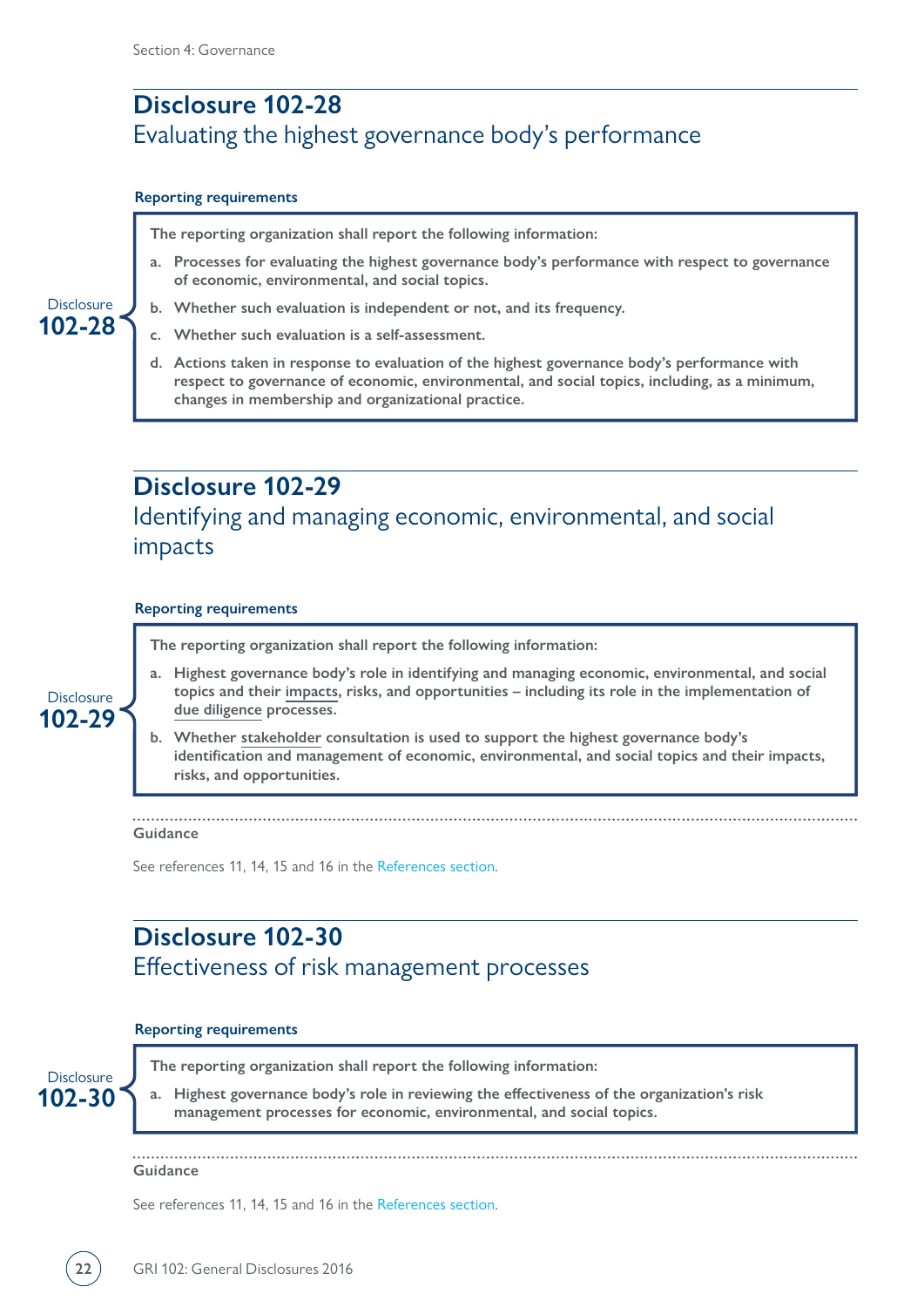## Disclosure 102-28
### Evaluating the highest governance body's performance

**Reporting requirements**

Disclosure **102-28**

**The reporting organization shall report the following information:**

- **a. Processes for evaluating the highest governance body's performance with respect to governance of economic, environmental, and social topics.**
- **b. Whether such evaluation is independent or not, and its frequency.**
- **c. Whether such evaluation is a self-assessment.**
- **d. Actions taken in response to evaluation of the highest governance body's performance with respect to governance of economic, environmental, and social topics, including, as a minimum, changes in membership and organizational practice.**

## Disclosure 102-29
### Identifying and managing economic, environmental, and social impacts

**Reporting requirements**

Disclosure **102-29**

**The reporting organization shall report the following information:**

- **a. Highest governance body's role in identifying and managing economic, environmental, and social topics and their impacts, risks, and opportunities – including its role in the implementation of due diligence processes.**
- **b. Whether stakeholder consultation is used to support the highest governance body's identification and management of economic, environmental, and social topics and their impacts, risks, and opportunities.**

**Guidance**

See references 11, 14, 15 and 16 in the References section.

## Disclosure 102-30
### Effectiveness of risk management processes

**Reporting requirements**

Disclosure **102-30**

**The reporting organization shall report the following information:**

- **a. Highest governance body's role in reviewing the effectiveness of the organization's risk management processes for economic, environmental, and social topics.**

**Guidance**

See references 11, 14, 15 and 16 in the References section.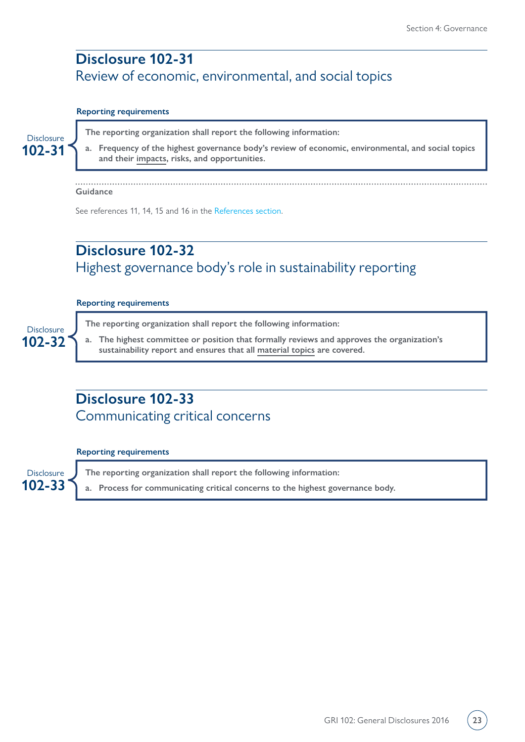## Disclosure 102-31
### Review of economic, environmental, and social topics

**Reporting requirements**

Disclosure **102-31**

**The reporting organization shall report the following information:**

**a. Frequency of the highest governance body's review of economic, environmental, and social topics and their impacts, risks, and opportunities.**

**Guidance**

See references 11, 14, 15 and 16 in the References section.

## Disclosure 102-32
### Highest governance body's role in sustainability reporting

**Reporting requirements**

Disclosure **102-32**

**The reporting organization shall report the following information:**

**a. The highest committee or position that formally reviews and approves the organization's sustainability report and ensures that all material topics are covered.**

## Disclosure 102-33
### Communicating critical concerns

**Reporting requirements**

Disclosure **102-33**

**The reporting organization shall report the following information:**

**a. Process for communicating critical concerns to the highest governance body.**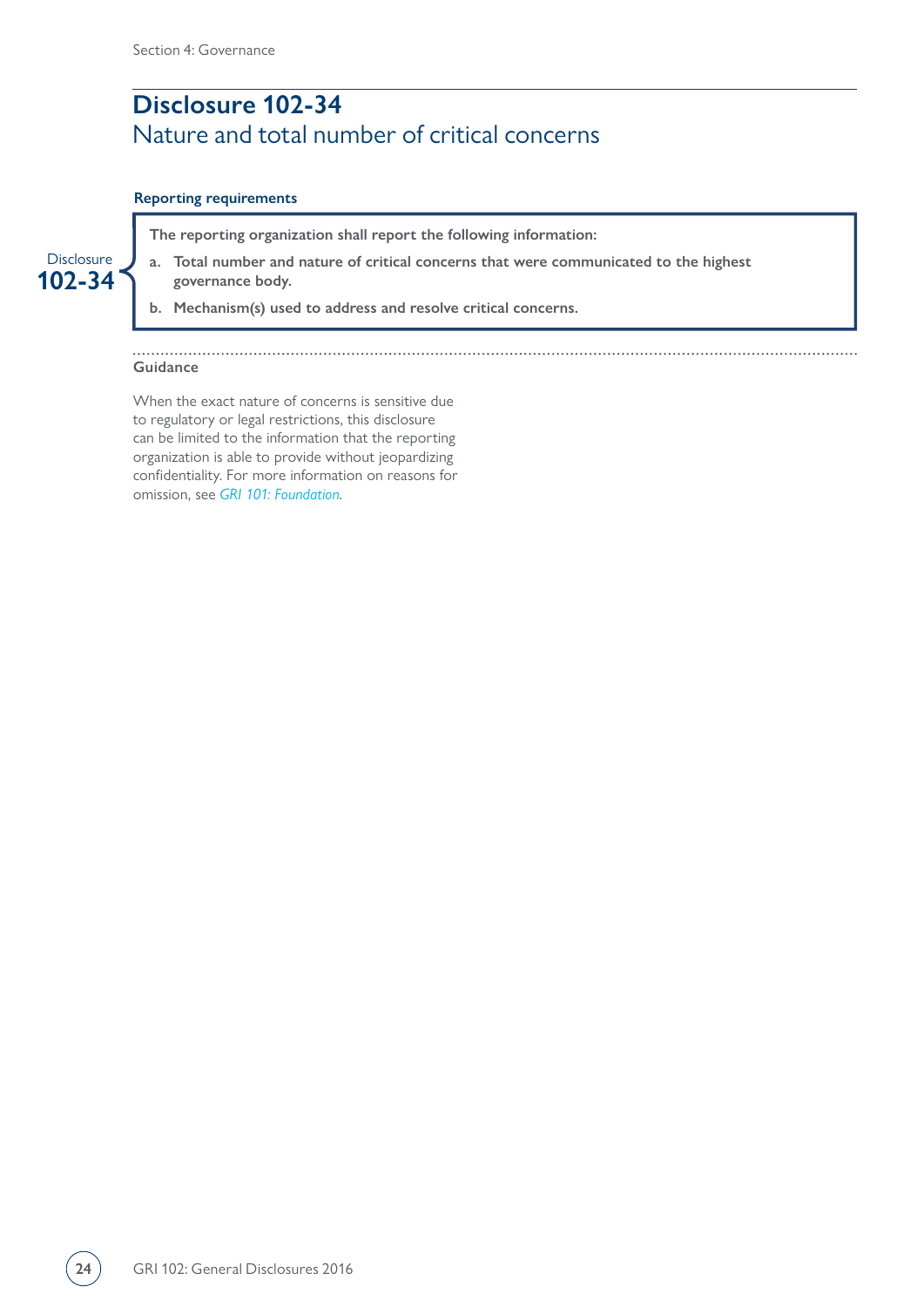## Disclosure 102-34
### Nature and total number of critical concerns

**Reporting requirements**

Disclosure **102-34**

**The reporting organization shall report the following information:**

**a. Total number and nature of critical concerns that were communicated to the highest governance body.**

**b. Mechanism(s) used to address and resolve critical concerns.**

**Guidance**

When the exact nature of concerns is sensitive due to regulatory or legal restrictions, this disclosure can be limited to the information that the reporting organization is able to provide without jeopardizing confidentiality. For more information on reasons for omission, see *GRI 101: Foundation*.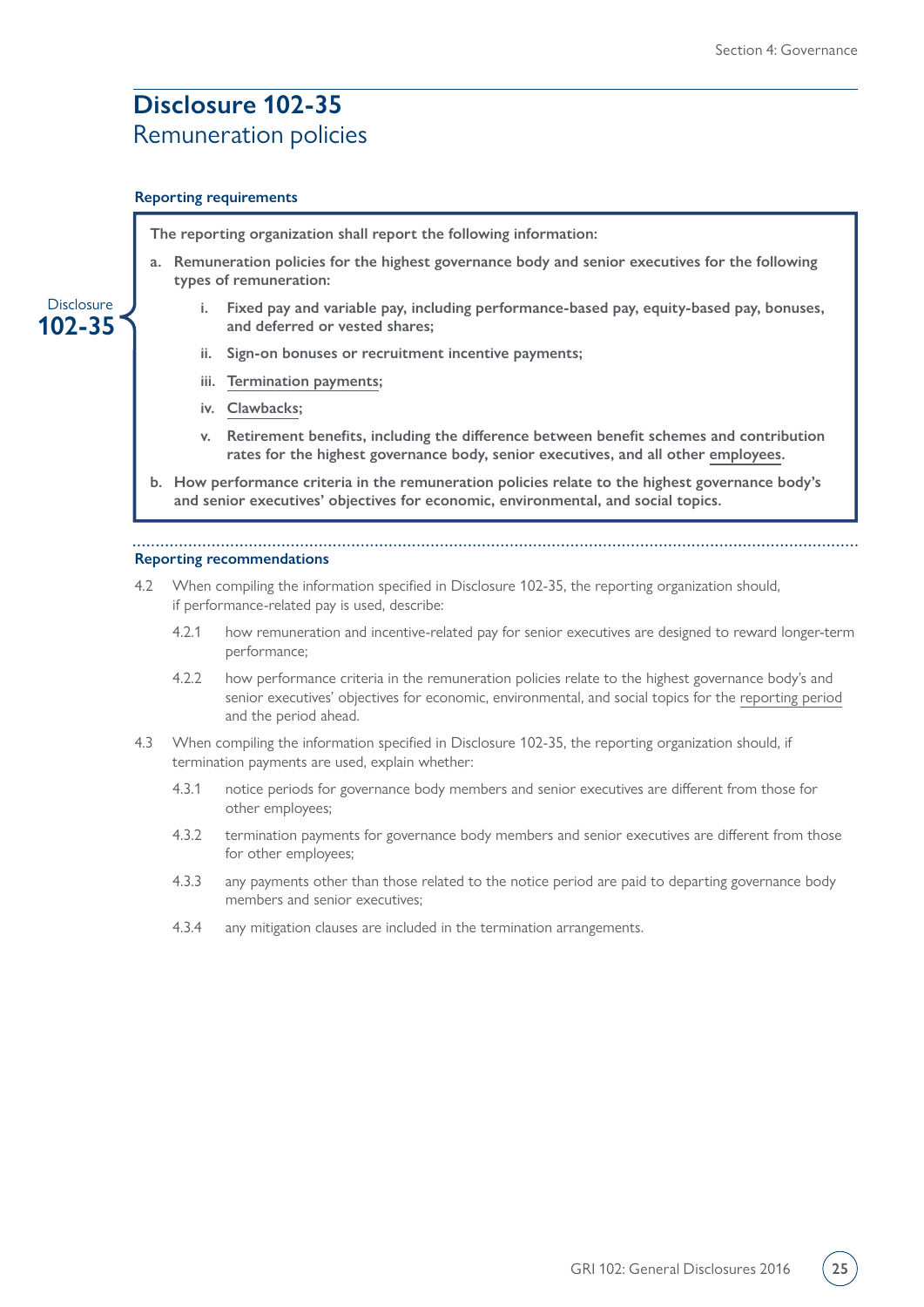# Disclosure 102-35
## Remuneration policies

### Reporting requirements

Disclosure 102-35

**The reporting organization shall report the following information:**

**a. Remuneration policies for the highest governance body and senior executives for the following types of remuneration:**

   **i. Fixed pay and variable pay, including performance-based pay, equity-based pay, bonuses, and deferred or vested shares;**

   **ii. Sign-on bonuses or recruitment incentive payments;**

   **iii. Termination payments;**

   **iv. Clawbacks;**

   **v. Retirement benefits, including the difference between benefit schemes and contribution rates for the highest governance body, senior executives, and all other employees.**

**b. How performance criteria in the remuneration policies relate to the highest governance body's and senior executives' objectives for economic, environmental, and social topics.**

### Reporting recommendations

4.2 When compiling the information specified in Disclosure 102-35, the reporting organization should, if performance-related pay is used, describe:

4.2.1 how remuneration and incentive-related pay for senior executives are designed to reward longer-term performance;

4.2.2 how performance criteria in the remuneration policies relate to the highest governance body's and senior executives' objectives for economic, environmental, and social topics for the reporting period and the period ahead.

4.3 When compiling the information specified in Disclosure 102-35, the reporting organization should, if termination payments are used, explain whether:

4.3.1 notice periods for governance body members and senior executives are different from those for other employees;

4.3.2 termination payments for governance body members and senior executives are different from those for other employees;

4.3.3 any payments other than those related to the notice period are paid to departing governance body members and senior executives;

4.3.4 any mitigation clauses are included in the termination arrangements.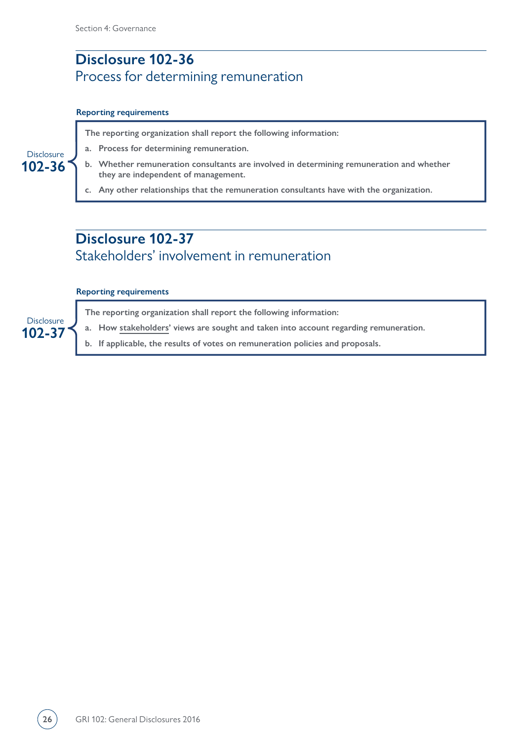## Disclosure 102-36
### Process for determining remuneration

**Reporting requirements**

Disclosure 102-36

**The reporting organization shall report the following information:**

- **a. Process for determining remuneration.**
- **b. Whether remuneration consultants are involved in determining remuneration and whether they are independent of management.**
- **c. Any other relationships that the remuneration consultants have with the organization.**

## Disclosure 102-37
### Stakeholders' involvement in remuneration

**Reporting requirements**

Disclosure 102-37

**The reporting organization shall report the following information:**

- **a. How stakeholders' views are sought and taken into account regarding remuneration.**
- **b. If applicable, the results of votes on remuneration policies and proposals.**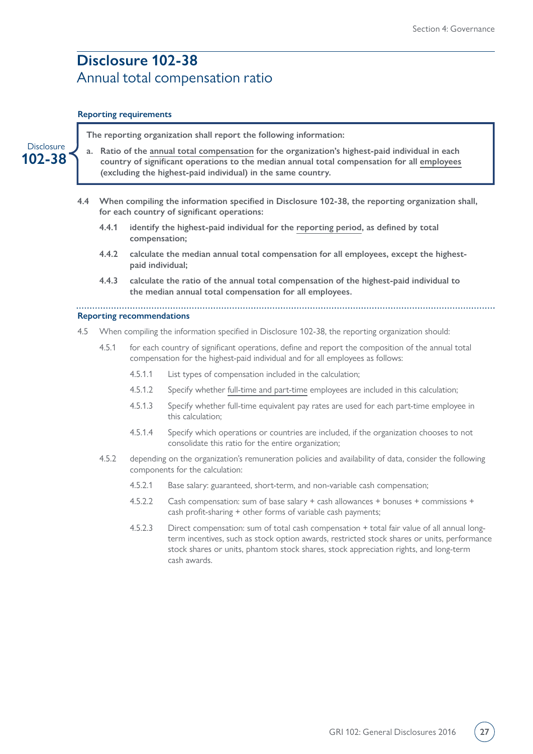## Disclosure 102-38

### Annual total compensation ratio

**Reporting requirements**

**Disclosure 102-38**

**The reporting organization shall report the following information:**

**a. Ratio of the annual total compensation for the organization's highest-paid individual in each country of significant operations to the median annual total compensation for all employees (excluding the highest-paid individual) in the same country.**

**4.4 When compiling the information specified in Disclosure 102-38, the reporting organization shall, for each country of significant operations:**

**4.4.1 identify the highest-paid individual for the reporting period, as defined by total compensation;**

**4.4.2 calculate the median annual total compensation for all employees, except the highest-paid individual;**

**4.4.3 calculate the ratio of the annual total compensation of the highest-paid individual to the median annual total compensation for all employees.**

**Reporting recommendations**

4.5 When compiling the information specified in Disclosure 102-38, the reporting organization should:

4.5.1 for each country of significant operations, define and report the composition of the annual total compensation for the highest-paid individual and for all employees as follows:

4.5.1.1 List types of compensation included in the calculation;

4.5.1.2 Specify whether full-time and part-time employees are included in this calculation;

4.5.1.3 Specify whether full-time equivalent pay rates are used for each part-time employee in this calculation;

4.5.1.4 Specify which operations or countries are included, if the organization chooses to not consolidate this ratio for the entire organization;

4.5.2 depending on the organization's remuneration policies and availability of data, consider the following components for the calculation:

4.5.2.1 Base salary: guaranteed, short-term, and non-variable cash compensation;

4.5.2.2 Cash compensation: sum of base salary + cash allowances + bonuses + commissions + cash profit-sharing + other forms of variable cash payments;

4.5.2.3 Direct compensation: sum of total cash compensation + total fair value of all annual long-term incentives, such as stock option awards, restricted stock shares or units, performance stock shares or units, phantom stock shares, stock appreciation rights, and long-term cash awards.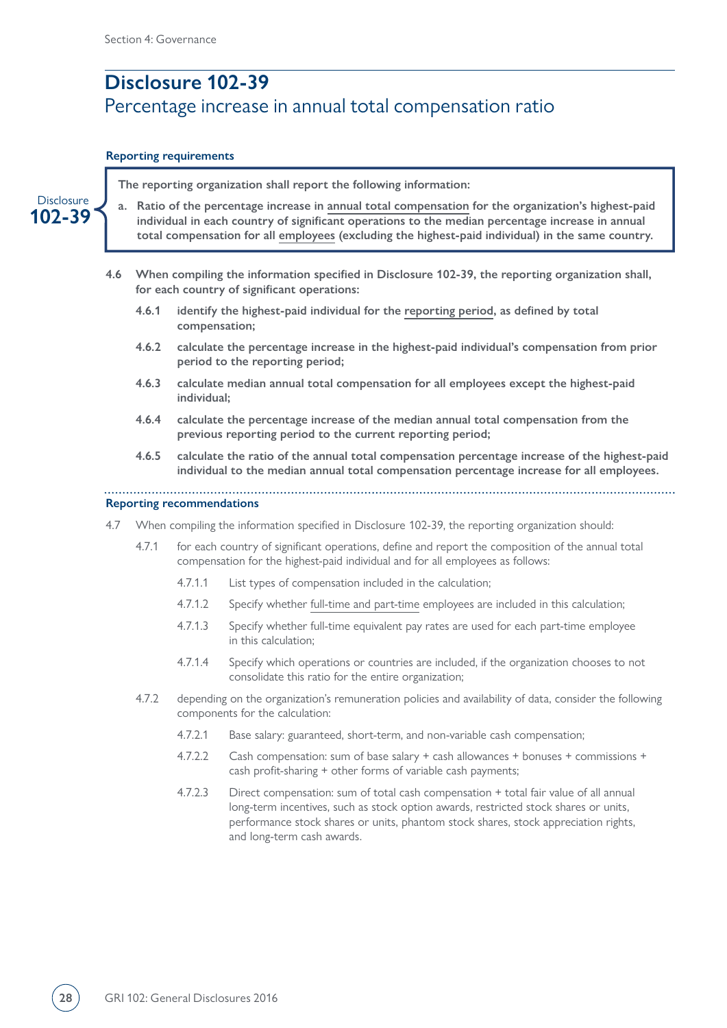## Disclosure 102-39
### Percentage increase in annual total compensation ratio

**Reporting requirements**

Disclosure **102-39**

**The reporting organization shall report the following information:**

**a. Ratio of the percentage increase in annual total compensation for the organization's highest-paid individual in each country of significant operations to the median percentage increase in annual total compensation for all employees (excluding the highest-paid individual) in the same country.**

**4.6 When compiling the information specified in Disclosure 102-39, the reporting organization shall, for each country of significant operations:**

- **4.6.1 identify the highest-paid individual for the reporting period, as defined by total compensation;**
- **4.6.2 calculate the percentage increase in the highest-paid individual's compensation from prior period to the reporting period;**
- **4.6.3 calculate median annual total compensation for all employees except the highest-paid individual;**
- **4.6.4 calculate the percentage increase of the median annual total compensation from the previous reporting period to the current reporting period;**
- **4.6.5 calculate the ratio of the annual total compensation percentage increase of the highest-paid individual to the median annual total compensation percentage increase for all employees.**

**Reporting recommendations**

4.7 When compiling the information specified in Disclosure 102-39, the reporting organization should:

- 4.7.1 for each country of significant operations, define and report the composition of the annual total compensation for the highest-paid individual and for all employees as follows:
  - 4.7.1.1 List types of compensation included in the calculation;
  - 4.7.1.2 Specify whether full-time and part-time employees are included in this calculation;
  - 4.7.1.3 Specify whether full-time equivalent pay rates are used for each part-time employee in this calculation;
  - 4.7.1.4 Specify which operations or countries are included, if the organization chooses to not consolidate this ratio for the entire organization;
- 4.7.2 depending on the organization's remuneration policies and availability of data, consider the following components for the calculation:
  - 4.7.2.1 Base salary: guaranteed, short-term, and non-variable cash compensation;
  - 4.7.2.2 Cash compensation: sum of base salary + cash allowances + bonuses + commissions + cash profit-sharing + other forms of variable cash payments;
  - 4.7.2.3 Direct compensation: sum of total cash compensation + total fair value of all annual long-term incentives, such as stock option awards, restricted stock shares or units, performance stock shares or units, phantom stock shares, stock appreciation rights, and long-term cash awards.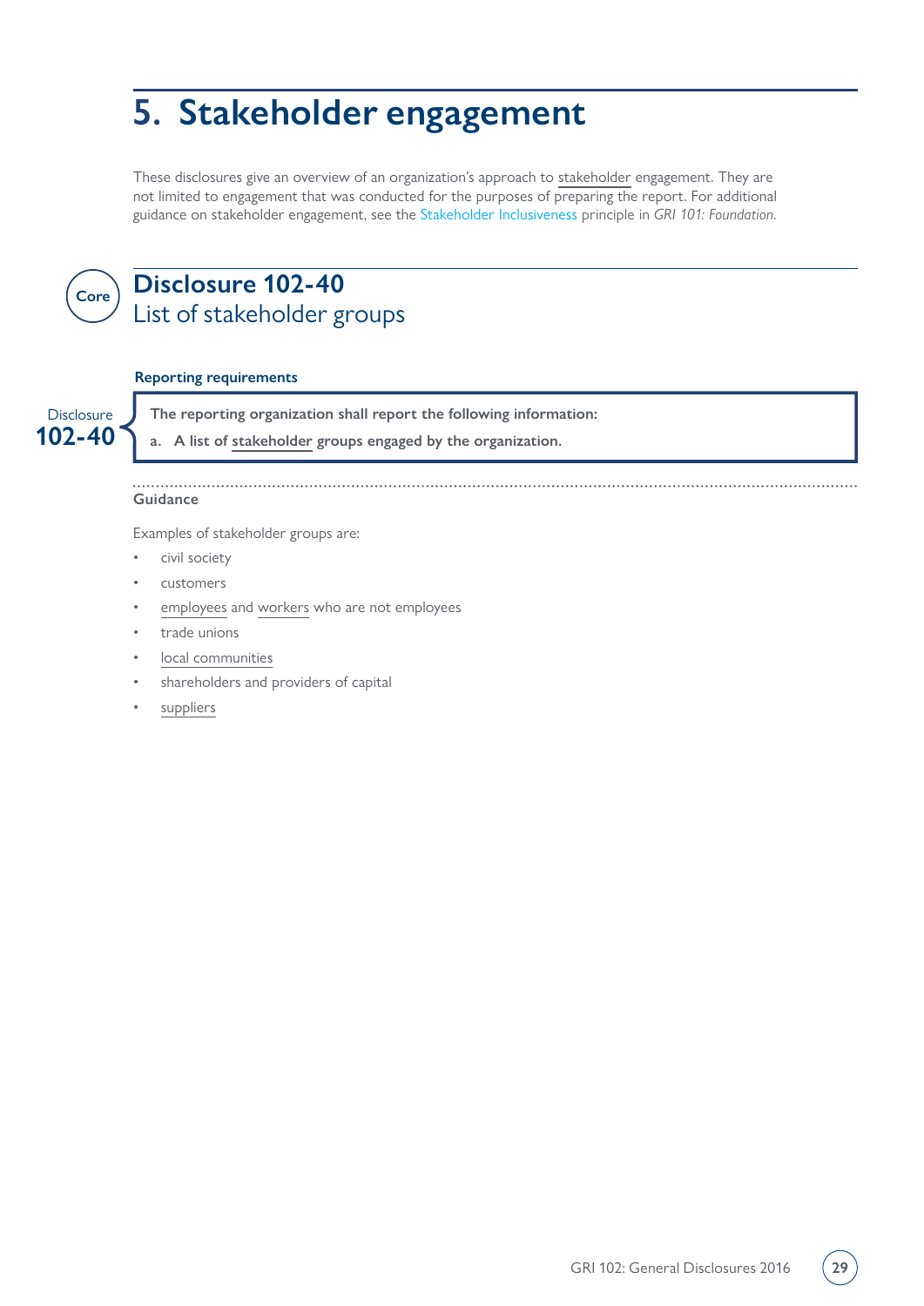# 5. Stakeholder engagement

These disclosures give an overview of an organization's approach to stakeholder engagement. They are not limited to engagement that was conducted for the purposes of preparing the report. For additional guidance on stakeholder engagement, see the Stakeholder Inclusiveness principle in *GRI 101: Foundation*.

Core

## Disclosure 102-40
List of stakeholder groups

**Reporting requirements**

Disclosure 102-40

**The reporting organization shall report the following information:**

**a. A list of stakeholder groups engaged by the organization.**

**Guidance**

Examples of stakeholder groups are:

- civil society
- customers
- employees and workers who are not employees
- trade unions
- local communities
- shareholders and providers of capital
- suppliers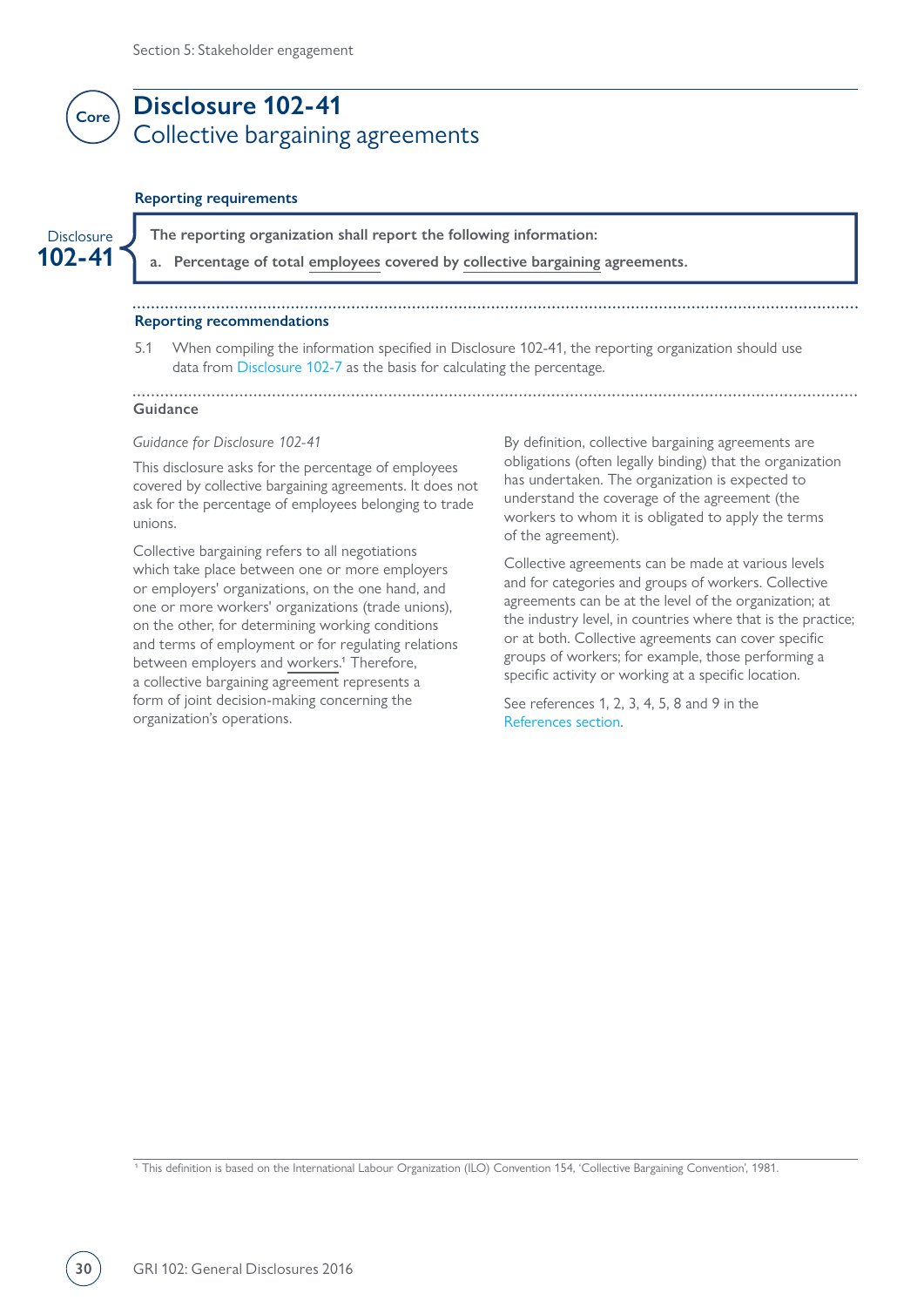Core

# Disclosure 102-41
## Collective bargaining agreements

### Reporting requirements

Disclosure **102-41**

**The reporting organization shall report the following information:**

**a. Percentage of total employees covered by collective bargaining agreements.**

### Reporting recommendations

5.1 When compiling the information specified in Disclosure 102-41, the reporting organization should use data from Disclosure 102-7 as the basis for calculating the percentage.

### Guidance

*Guidance for Disclosure 102-41*

This disclosure asks for the percentage of employees covered by collective bargaining agreements. It does not ask for the percentage of employees belonging to trade unions.

Collective bargaining refers to all negotiations which take place between one or more employers or employers' organizations, on the one hand, and one or more workers' organizations (trade unions), on the other, for determining working conditions and terms of employment or for regulating relations between employers and workers.[1] Therefore, a collective bargaining agreement represents a form of joint decision-making concerning the organization's operations.

By definition, collective bargaining agreements are obligations (often legally binding) that the organization has undertaken. The organization is expected to understand the coverage of the agreement (the workers to whom it is obligated to apply the terms of the agreement).

Collective agreements can be made at various levels and for categories and groups of workers. Collective agreements can be at the level of the organization; at the industry level, in countries where that is the practice; or at both. Collective agreements can cover specific groups of workers; for example, those performing a specific activity or working at a specific location.

See references 1, 2, 3, 4, 5, 8 and 9 in the References section.

[1] This definition is based on the International Labour Organization (ILO) Convention 154, 'Collective Bargaining Convention', 1981.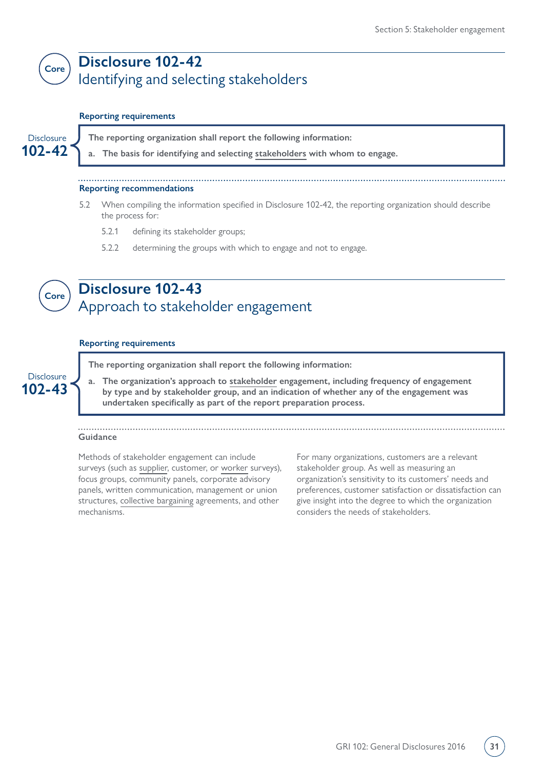## Disclosure 102-42
### Identifying and selecting stakeholders

Core

**Reporting requirements**

Disclosure **102-42**

**The reporting organization shall report the following information:**

**a. The basis for identifying and selecting stakeholders with whom to engage.**

**Reporting recommendations**

5.2 When compiling the information specified in Disclosure 102-42, the reporting organization should describe the process for:

5.2.1 defining its stakeholder groups;

5.2.2 determining the groups with which to engage and not to engage.

## Disclosure 102-43
### Approach to stakeholder engagement

Core

**Reporting requirements**

Disclosure **102-43**

**The reporting organization shall report the following information:**

**a. The organization's approach to stakeholder engagement, including frequency of engagement by type and by stakeholder group, and an indication of whether any of the engagement was undertaken specifically as part of the report preparation process.**

**Guidance**

Methods of stakeholder engagement can include surveys (such as supplier, customer, or worker surveys), focus groups, community panels, corporate advisory panels, written communication, management or union structures, collective bargaining agreements, and other mechanisms.

For many organizations, customers are a relevant stakeholder group. As well as measuring an organization's sensitivity to its customers' needs and preferences, customer satisfaction or dissatisfaction can give insight into the degree to which the organization considers the needs of stakeholders.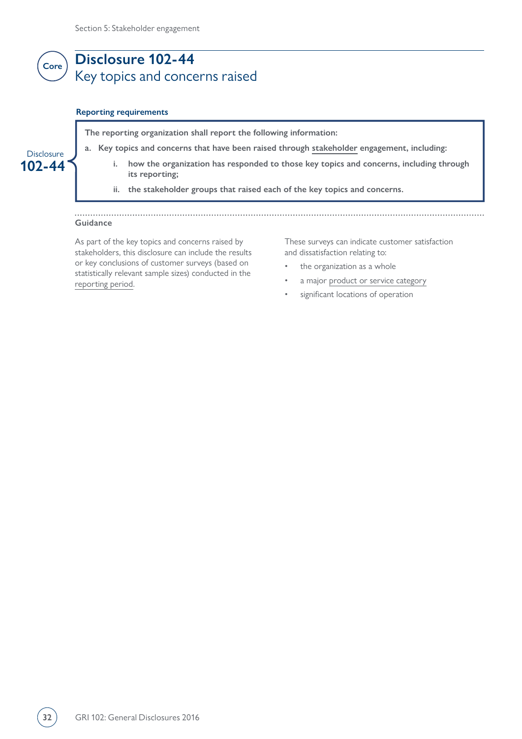Core

# Disclosure 102-44

## Key topics and concerns raised

**Reporting requirements**

Disclosure 102-44

**The reporting organization shall report the following information:**

**a. Key topics and concerns that have been raised through stakeholder engagement, including:**

   **i. how the organization has responded to those key topics and concerns, including through its reporting;**

   **ii. the stakeholder groups that raised each of the key topics and concerns.**

### Guidance

As part of the key topics and concerns raised by stakeholders, this disclosure can include the results or key conclusions of customer surveys (based on statistically relevant sample sizes) conducted in the reporting period.

These surveys can indicate customer satisfaction and dissatisfaction relating to:

- the organization as a whole
- a major product or service category
- significant locations of operation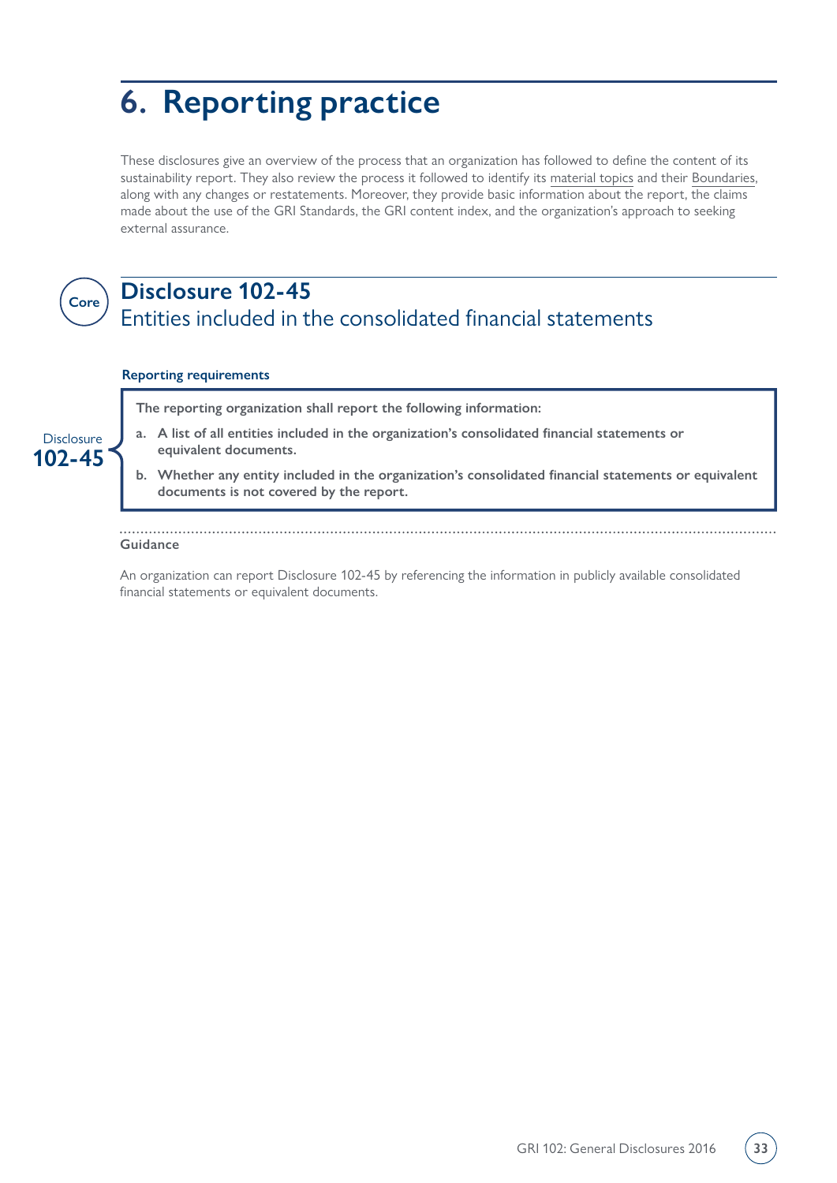# 6. Reporting practice

These disclosures give an overview of the process that an organization has followed to define the content of its sustainability report. They also review the process it followed to identify its material topics and their Boundaries, along with any changes or restatements. Moreover, they provide basic information about the report, the claims made about the use of the GRI Standards, the GRI content index, and the organization's approach to seeking external assurance.

Core

## Disclosure 102-45

### Entities included in the consolidated financial statements

**Reporting requirements**

Disclosure 102-45

**The reporting organization shall report the following information:**

- **a. A list of all entities included in the organization's consolidated financial statements or equivalent documents.**
- **b. Whether any entity included in the organization's consolidated financial statements or equivalent documents is not covered by the report.**

**Guidance**

An organization can report Disclosure 102-45 by referencing the information in publicly available consolidated financial statements or equivalent documents.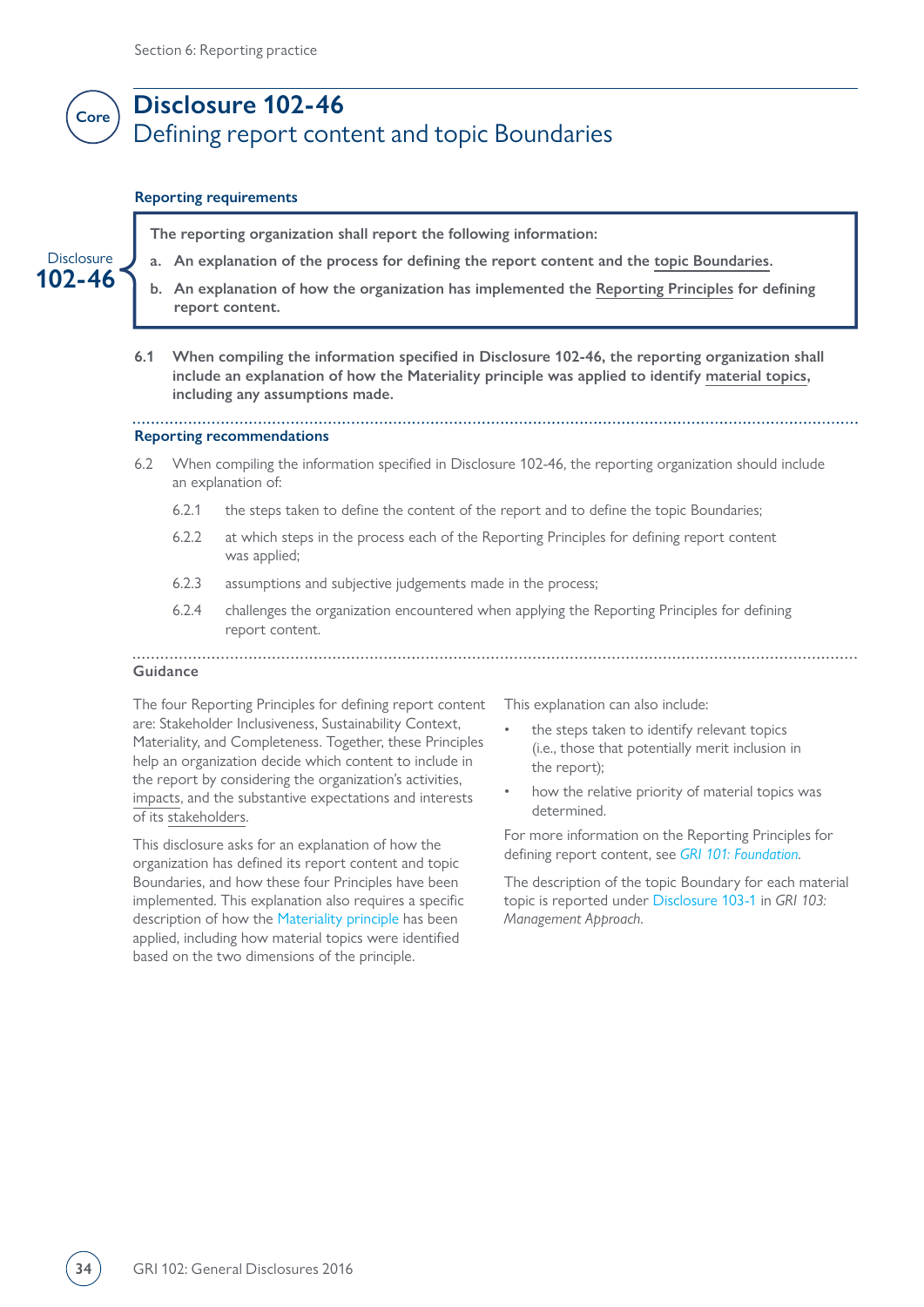Core

# Disclosure 102-46

## Defining report content and topic Boundaries

### Reporting requirements

Disclosure 102-46

**The reporting organization shall report the following information:**

**a. An explanation of the process for defining the report content and the topic Boundaries.**

**b. An explanation of how the organization has implemented the Reporting Principles for defining report content.**

**6.1 When compiling the information specified in Disclosure 102-46, the reporting organization shall include an explanation of how the Materiality principle was applied to identify material topics, including any assumptions made.**

### Reporting recommendations

6.2 When compiling the information specified in Disclosure 102-46, the reporting organization should include an explanation of:

- 6.2.1 the steps taken to define the content of the report and to define the topic Boundaries;
- 6.2.2 at which steps in the process each of the Reporting Principles for defining report content was applied;
- 6.2.3 assumptions and subjective judgements made in the process;
- 6.2.4 challenges the organization encountered when applying the Reporting Principles for defining report content.

### Guidance

The four Reporting Principles for defining report content are: Stakeholder Inclusiveness, Sustainability Context, Materiality, and Completeness. Together, these Principles help an organization decide which content to include in the report by considering the organization's activities, impacts, and the substantive expectations and interests of its stakeholders.

This disclosure asks for an explanation of how the organization has defined its report content and topic Boundaries, and how these four Principles have been implemented. This explanation also requires a specific description of how the Materiality principle has been applied, including how material topics were identified based on the two dimensions of the principle.

This explanation can also include:

- the steps taken to identify relevant topics (i.e., those that potentially merit inclusion in the report);
- how the relative priority of material topics was determined.

For more information on the Reporting Principles for defining report content, see *GRI 101: Foundation*.

The description of the topic Boundary for each material topic is reported under Disclosure 103-1 in *GRI 103: Management Approach*.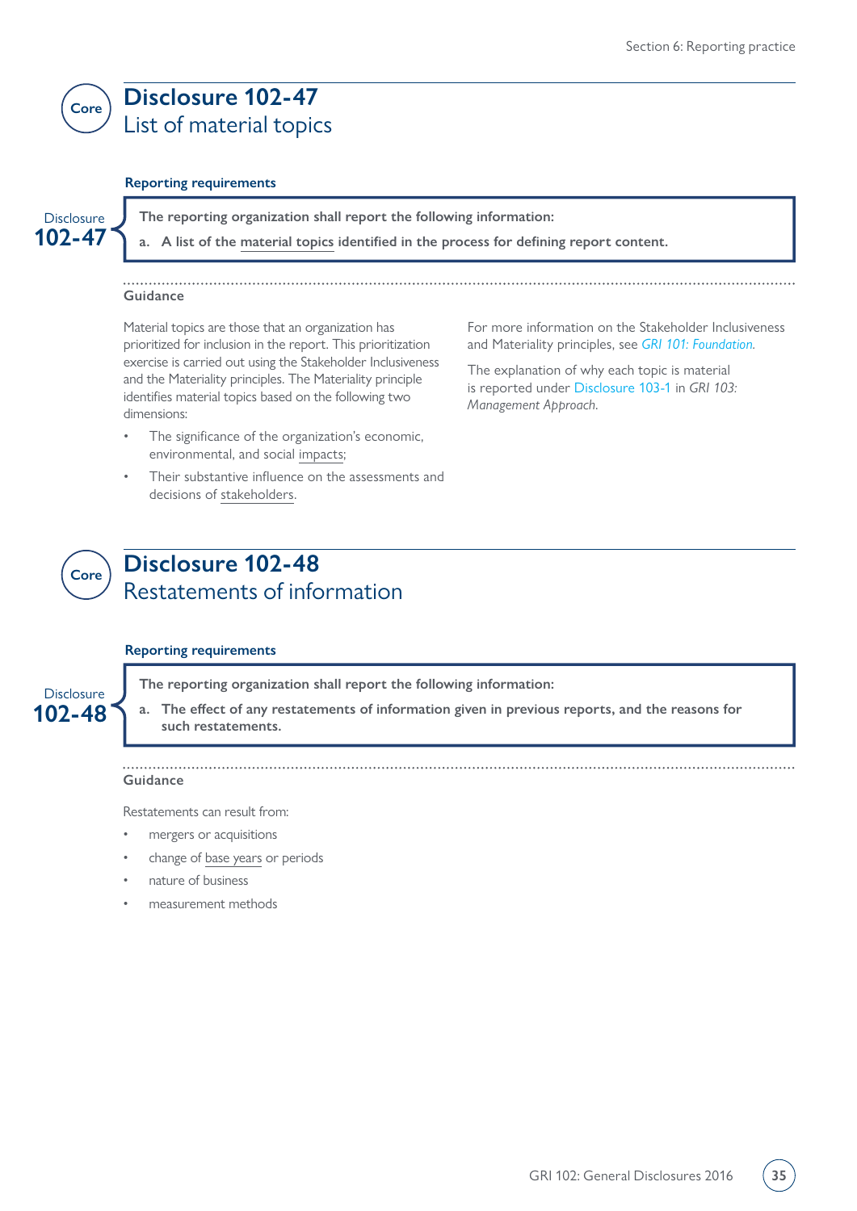Core

# Disclosure 102-47
## List of material topics

**Reporting requirements**

Disclosure **102-47**

**The reporting organization shall report the following information:**

**a. A list of the material topics identified in the process for defining report content.**

### Guidance

Material topics are those that an organization has prioritized for inclusion in the report. This prioritization exercise is carried out using the Stakeholder Inclusiveness and the Materiality principles. The Materiality principle identifies material topics based on the following two dimensions:

- The significance of the organization's economic, environmental, and social impacts;
- Their substantive influence on the assessments and decisions of stakeholders.

For more information on the Stakeholder Inclusiveness and Materiality principles, see *GRI 101: Foundation*.

The explanation of why each topic is material is reported under Disclosure 103-1 in *GRI 103: Management Approach*.

Core

# Disclosure 102-48
## Restatements of information

**Reporting requirements**

Disclosure **102-48**

**The reporting organization shall report the following information:**

**a. The effect of any restatements of information given in previous reports, and the reasons for such restatements.**

### Guidance

Restatements can result from:

- mergers or acquisitions
- change of base years or periods
- nature of business
- measurement methods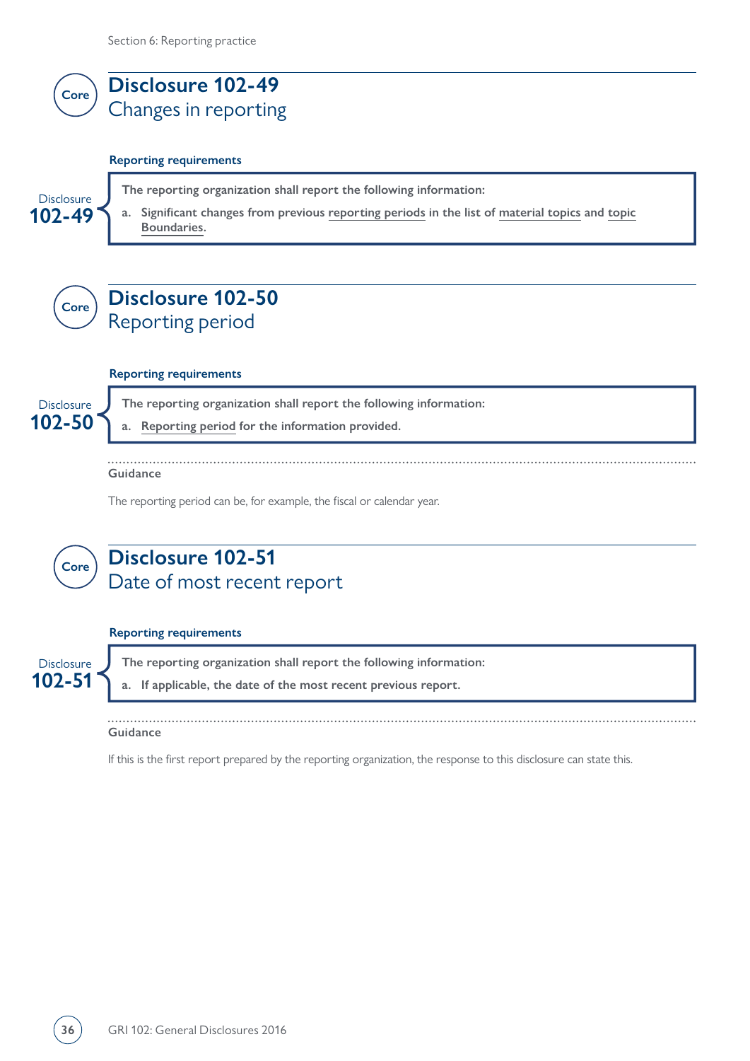## Disclosure 102-49
### Changes in reporting

Core

**Reporting requirements**

Disclosure 102-49

**The reporting organization shall report the following information:**

**a. Significant changes from previous reporting periods in the list of material topics and topic Boundaries.**

## Disclosure 102-50
### Reporting period

Core

**Reporting requirements**

Disclosure 102-50

**The reporting organization shall report the following information:**

**a. Reporting period for the information provided.**

**Guidance**

The reporting period can be, for example, the fiscal or calendar year.

## Disclosure 102-51
### Date of most recent report

Core

**Reporting requirements**

Disclosure 102-51

**The reporting organization shall report the following information:**

**a. If applicable, the date of the most recent previous report.**

**Guidance**

If this is the first report prepared by the reporting organization, the response to this disclosure can state this.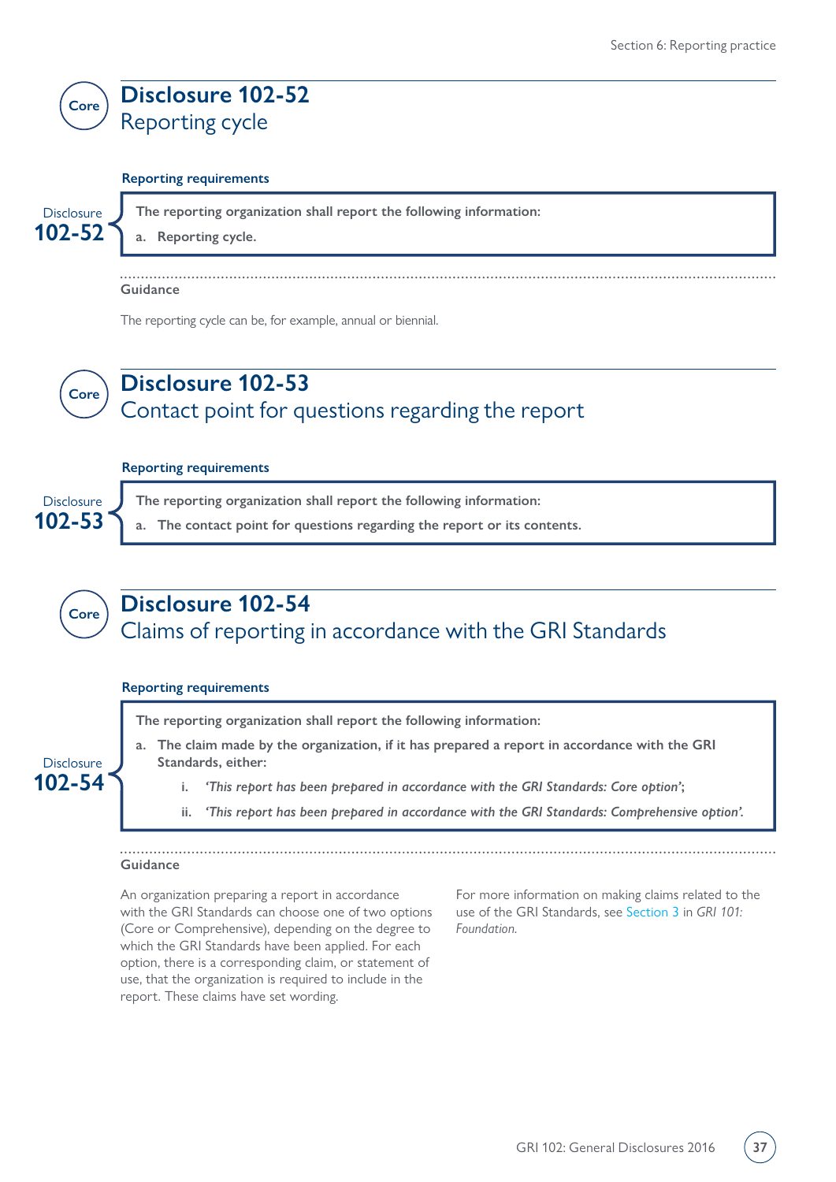Core

## Disclosure 102-52
### Reporting cycle

**Reporting requirements**

Disclosure **102-52**

**The reporting organization shall report the following information:**

**a. Reporting cycle.**

**Guidance**

The reporting cycle can be, for example, annual or biennial.

Core

## Disclosure 102-53
### Contact point for questions regarding the report

**Reporting requirements**

Disclosure **102-53**

**The reporting organization shall report the following information:**

**a. The contact point for questions regarding the report or its contents.**

Core

## Disclosure 102-54
### Claims of reporting in accordance with the GRI Standards

**Reporting requirements**

Disclosure **102-54**

**The reporting organization shall report the following information:**

**a. The claim made by the organization, if it has prepared a report in accordance with the GRI Standards, either:**

- **i.** ***'This report has been prepared in accordance with the GRI Standards: Core option'*;**
- **ii.** ***'This report has been prepared in accordance with the GRI Standards: Comprehensive option'*.**

**Guidance**

An organization preparing a report in accordance with the GRI Standards can choose one of two options (Core or Comprehensive), depending on the degree to which the GRI Standards have been applied. For each option, there is a corresponding claim, or statement of use, that the organization is required to include in the report. These claims have set wording.

For more information on making claims related to the use of the GRI Standards, see Section 3 in *GRI 101: Foundation.*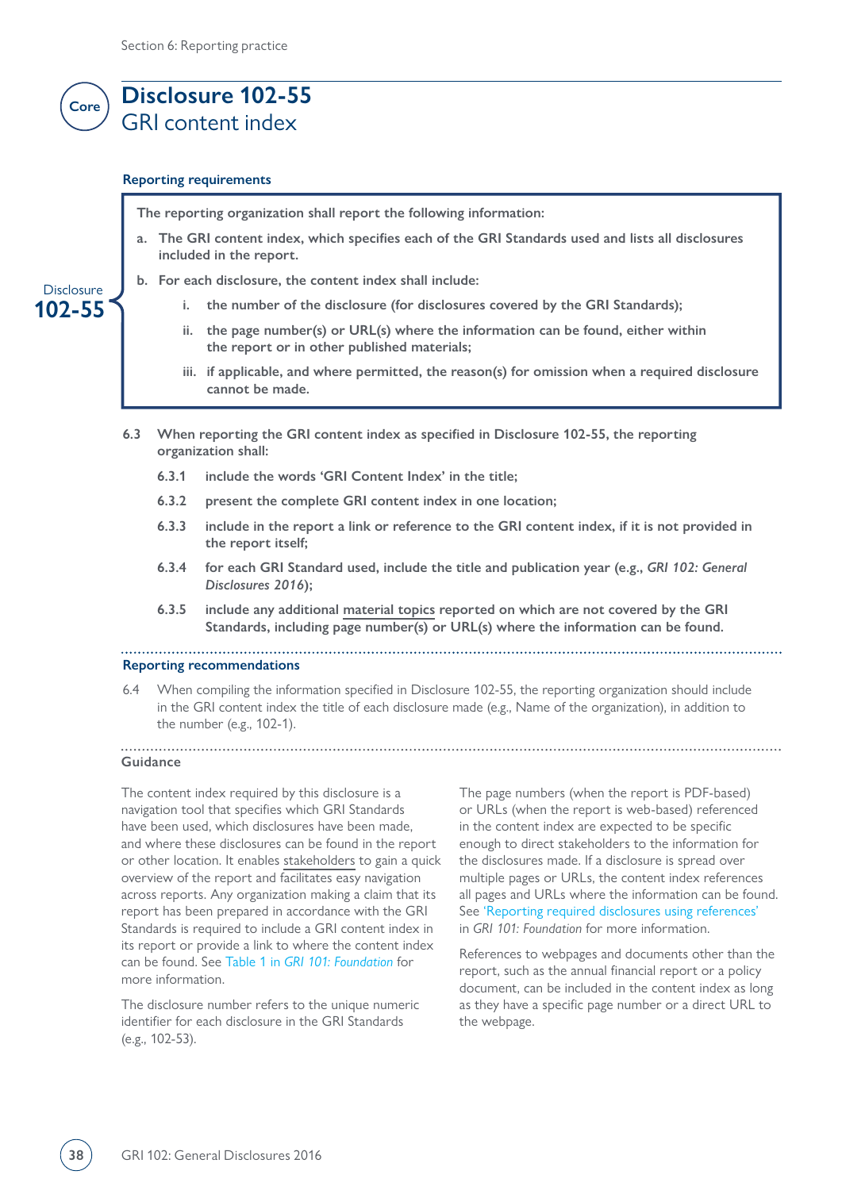Core

# Disclosure 102-55
## GRI content index

### Reporting requirements

Disclosure **102-55**

**The reporting organization shall report the following information:**

**a. The GRI content index, which specifies each of the GRI Standards used and lists all disclosures included in the report.**

**b. For each disclosure, the content index shall include:**

**i. the number of the disclosure (for disclosures covered by the GRI Standards);**

**ii. the page number(s) or URL(s) where the information can be found, either within the report or in other published materials;**

**iii. if applicable, and where permitted, the reason(s) for omission when a required disclosure cannot be made.**

**6.3 When reporting the GRI content index as specified in Disclosure 102-55, the reporting organization shall:**

**6.3.1 include the words 'GRI Content Index' in the title;**

**6.3.2 present the complete GRI content index in one location;**

**6.3.3 include in the report a link or reference to the GRI content index, if it is not provided in the report itself;**

**6.3.4 for each GRI Standard used, include the title and publication year (e.g., *GRI 102: General Disclosures 2016*);**

**6.3.5 include any additional material topics reported on which are not covered by the GRI Standards, including page number(s) or URL(s) where the information can be found.**

### Reporting recommendations

6.4 When compiling the information specified in Disclosure 102-55, the reporting organization should include in the GRI content index the title of each disclosure made (e.g., Name of the organization), in addition to the number (e.g., 102-1).

### Guidance

The content index required by this disclosure is a navigation tool that specifies which GRI Standards have been used, which disclosures have been made, and where these disclosures can be found in the report or other location. It enables stakeholders to gain a quick overview of the report and facilitates easy navigation across reports. Any organization making a claim that its report has been prepared in accordance with the GRI Standards is required to include a GRI content index in its report or provide a link to where the content index can be found. See Table 1 in *GRI 101: Foundation* for more information.

The disclosure number refers to the unique numeric identifier for each disclosure in the GRI Standards (e.g., 102-53).

The page numbers (when the report is PDF-based) or URLs (when the report is web-based) referenced in the content index are expected to be specific enough to direct stakeholders to the information for the disclosures made. If a disclosure is spread over multiple pages or URLs, the content index references all pages and URLs where the information can be found. See 'Reporting required disclosures using references' in *GRI 101: Foundation* for more information.

References to webpages and documents other than the report, such as the annual financial report or a policy document, can be included in the content index as long as they have a specific page number or a direct URL to the webpage.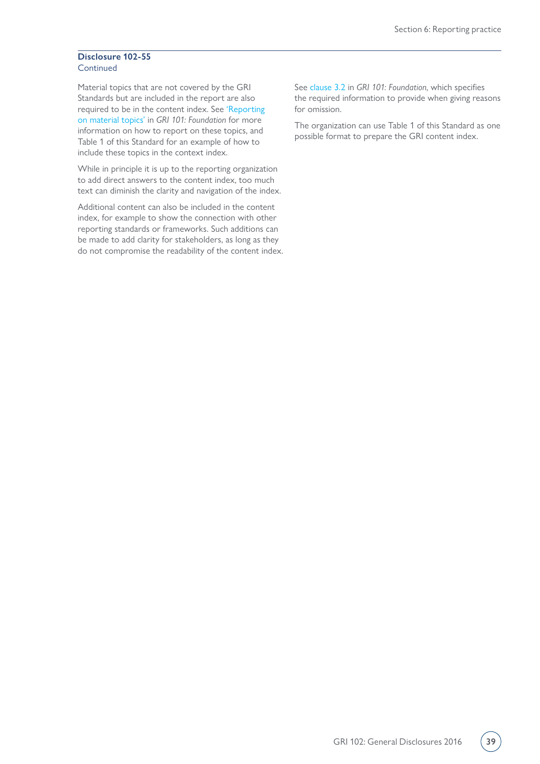**Disclosure 102-55**
Continued

Material topics that are not covered by the GRI Standards but are included in the report are also required to be in the content index. See 'Reporting on material topics' in *GRI 101: Foundation* for more information on how to report on these topics, and Table 1 of this Standard for an example of how to include these topics in the context index.

While in principle it is up to the reporting organization to add direct answers to the content index, too much text can diminish the clarity and navigation of the index.

Additional content can also be included in the content index, for example to show the connection with other reporting standards or frameworks. Such additions can be made to add clarity for stakeholders, as long as they do not compromise the readability of the content index.

See clause 3.2 in *GRI 101: Foundation*, which specifies the required information to provide when giving reasons for omission.

The organization can use Table 1 of this Standard as one possible format to prepare the GRI content index.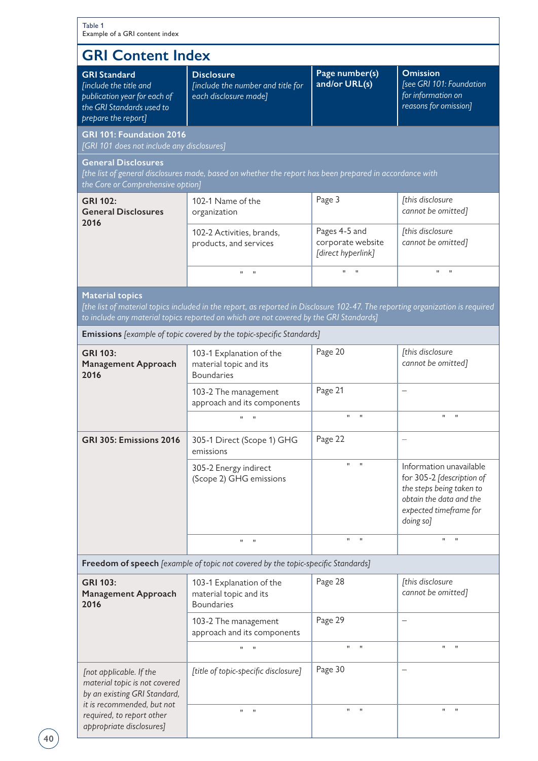Table 1
Example of a GRI content index

## GRI Content Index

| **GRI Standard** *[include the title and publication year for each of the GRI Standards used to prepare the report]* | **Disclosure** *[include the number and title for each disclosure made]* | **Page number(s) and/or URL(s)** | **Omission** *[see GRI 101: Foundation for information on reasons for omission]* |
|---|---|---|---|
| **GRI 101: Foundation 2016** *[GRI 101 does not include any disclosures]* | | | |
| **General Disclosures** *[the list of general disclosures made, based on whether the report has been prepared in accordance with the Core or Comprehensive option]* | | | |
| **GRI 102: General Disclosures 2016** | 102-1 Name of the organization | Page 3 | *[this disclosure cannot be omitted]* |
| | 102-2 Activities, brands, products, and services | Pages 4-5 and corporate website *[direct hyperlink]* | *[this disclosure cannot be omitted]* |
| | " " | " " | " " |
| **Material topics** *[the list of material topics included in the report, as reported in Disclosure 102-47. The reporting organization is required to include any material topics reported on which are not covered by the GRI Standards]* | | | |
| **Emissions** *[example of topic covered by the topic-specific Standards]* | | | |
| **GRI 103: Management Approach 2016** | 103-1 Explanation of the material topic and its Boundaries | Page 20 | *[this disclosure cannot be omitted]* |
| | 103-2 The management approach and its components | Page 21 | – |
| | " " | " " | " " |
| **GRI 305: Emissions 2016** | 305-1 Direct (Scope 1) GHG emissions | Page 22 | – |
| | 305-2 Energy indirect (Scope 2) GHG emissions | " " | Information unavailable for 305-2 *[description of the steps being taken to obtain the data and the expected timeframe for doing so]* |
| | " " | " " | " " |
| **Freedom of speech** *[example of topic not covered by the topic-specific Standards]* | | | |
| **GRI 103: Management Approach 2016** | 103-1 Explanation of the material topic and its Boundaries | Page 28 | *[this disclosure cannot be omitted]* |
| | 103-2 The management approach and its components | Page 29 | – |
| | " " | " " | " " |
| *[not applicable. If the material topic is not covered by an existing GRI Standard, it is recommended, but not required, to report other appropriate disclosures]* | *[title of topic-specific disclosure]* | Page 30 | – |
| | " " | " " | " " |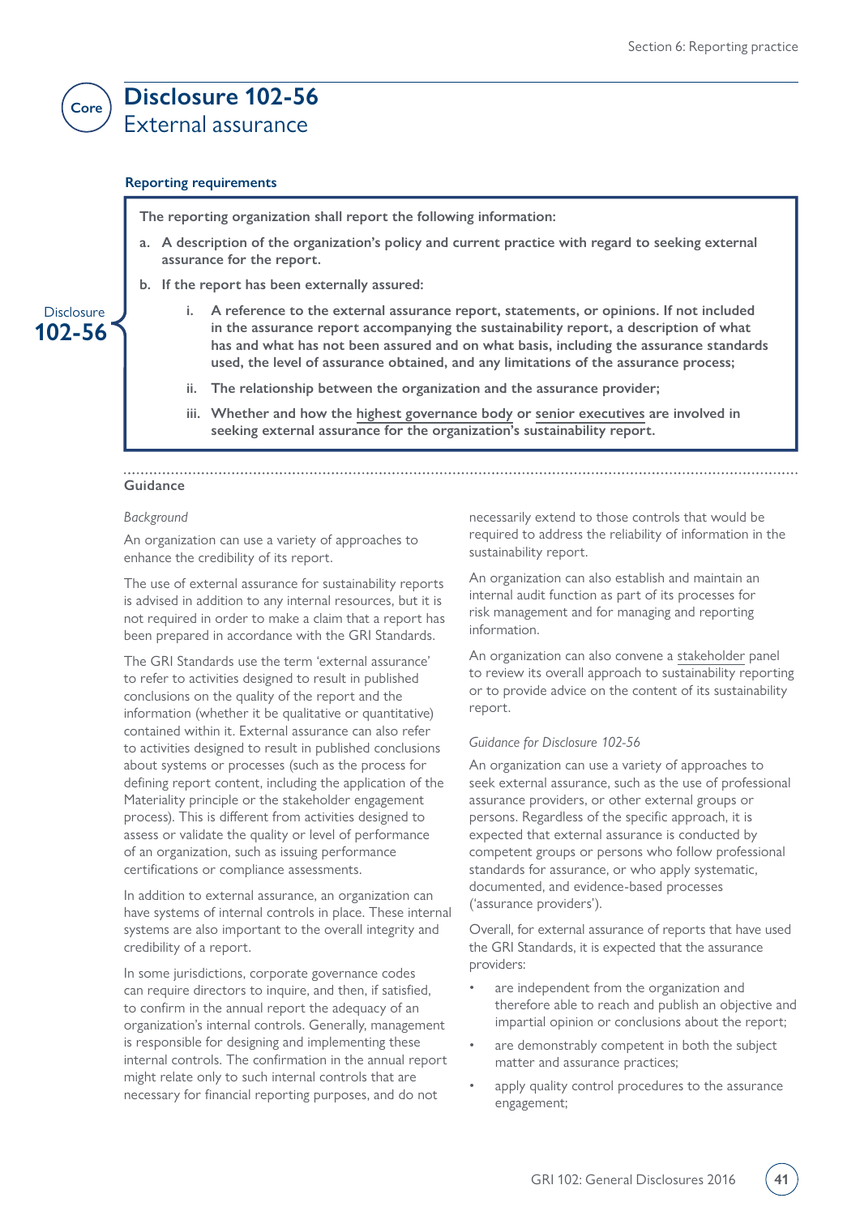Core

# Disclosure 102-56
## External assurance

### Reporting requirements

Disclosure 102-56

**The reporting organization shall report the following information:**

- **a. A description of the organization's policy and current practice with regard to seeking external assurance for the report.**
- **b. If the report has been externally assured:**
  - **i. A reference to the external assurance report, statements, or opinions. If not included in the assurance report accompanying the sustainability report, a description of what has and what has not been assured and on what basis, including the assurance standards used, the level of assurance obtained, and any limitations of the assurance process;**
  - **ii. The relationship between the organization and the assurance provider;**
  - **iii. Whether and how the highest governance body or senior executives are involved in seeking external assurance for the organization's sustainability report.**

### Guidance

*Background*

An organization can use a variety of approaches to enhance the credibility of its report.

The use of external assurance for sustainability reports is advised in addition to any internal resources, but it is not required in order to make a claim that a report has been prepared in accordance with the GRI Standards.

The GRI Standards use the term 'external assurance' to refer to activities designed to result in published conclusions on the quality of the report and the information (whether it be qualitative or quantitative) contained within it. External assurance can also refer to activities designed to result in published conclusions about systems or processes (such as the process for defining report content, including the application of the Materiality principle or the stakeholder engagement process). This is different from activities designed to assess or validate the quality or level of performance of an organization, such as issuing performance certifications or compliance assessments.

In addition to external assurance, an organization can have systems of internal controls in place. These internal systems are also important to the overall integrity and credibility of a report.

In some jurisdictions, corporate governance codes can require directors to inquire, and then, if satisfied, to confirm in the annual report the adequacy of an organization's internal controls. Generally, management is responsible for designing and implementing these internal controls. The confirmation in the annual report might relate only to such internal controls that are necessary for financial reporting purposes, and do not necessarily extend to those controls that would be required to address the reliability of information in the sustainability report.

An organization can also establish and maintain an internal audit function as part of its processes for risk management and for managing and reporting information.

An organization can also convene a stakeholder panel to review its overall approach to sustainability reporting or to provide advice on the content of its sustainability report.

*Guidance for Disclosure 102-56*

An organization can use a variety of approaches to seek external assurance, such as the use of professional assurance providers, or other external groups or persons. Regardless of the specific approach, it is expected that external assurance is conducted by competent groups or persons who follow professional standards for assurance, or who apply systematic, documented, and evidence-based processes ('assurance providers').

Overall, for external assurance of reports that have used the GRI Standards, it is expected that the assurance providers:

- are independent from the organization and therefore able to reach and publish an objective and impartial opinion or conclusions about the report;
- are demonstrably competent in both the subject matter and assurance practices;
- apply quality control procedures to the assurance engagement;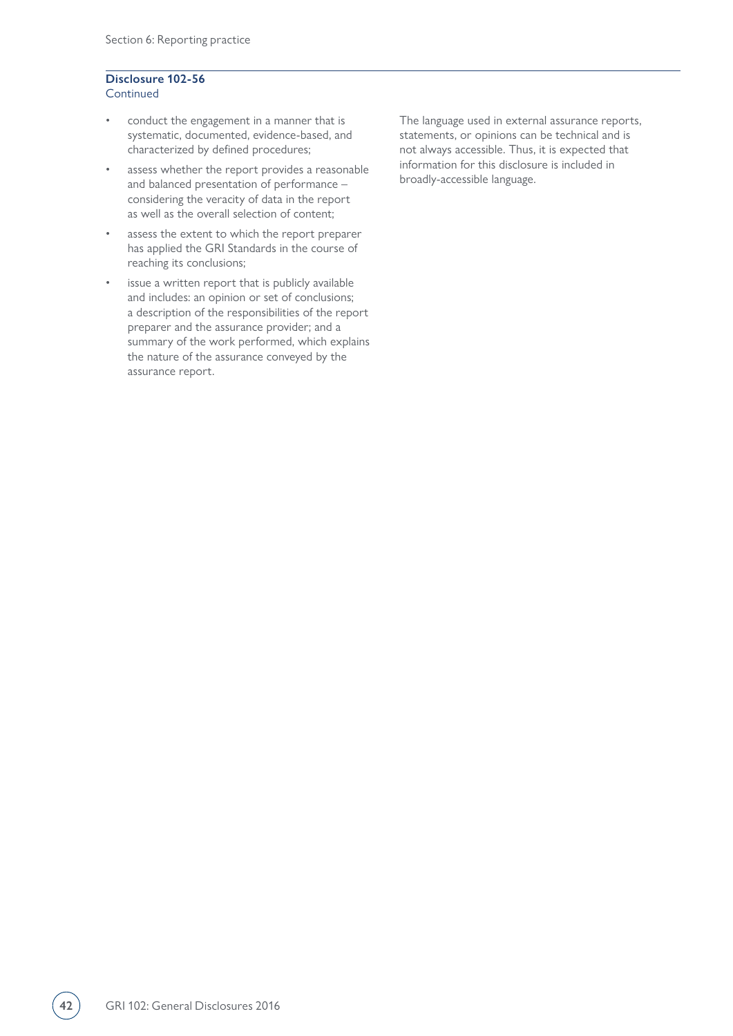**Disclosure 102-56**
Continued

- conduct the engagement in a manner that is systematic, documented, evidence-based, and characterized by defined procedures;
- assess whether the report provides a reasonable and balanced presentation of performance – considering the veracity of data in the report as well as the overall selection of content;
- assess the extent to which the report preparer has applied the GRI Standards in the course of reaching its conclusions;
- issue a written report that is publicly available and includes: an opinion or set of conclusions; a description of the responsibilities of the report preparer and the assurance provider; and a summary of the work performed, which explains the nature of the assurance conveyed by the assurance report.

The language used in external assurance reports, statements, or opinions can be technical and is not always accessible. Thus, it is expected that information for this disclosure is included in broadly-accessible language.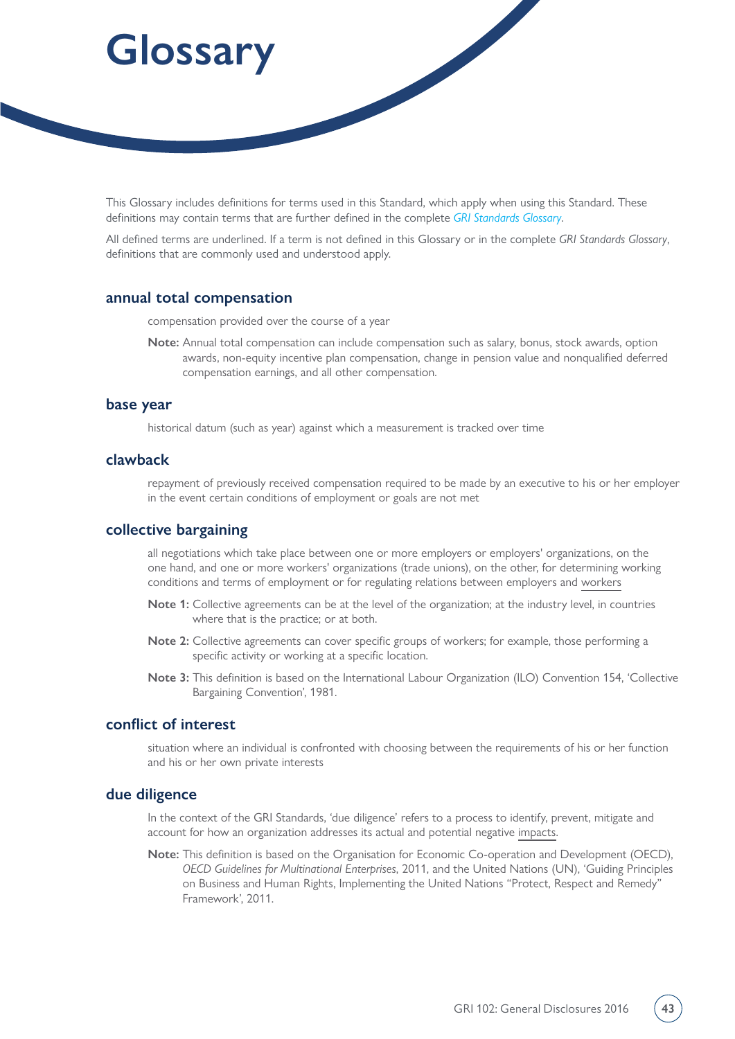# Glossary

This Glossary includes definitions for terms used in this Standard, which apply when using this Standard. These definitions may contain terms that are further defined in the complete *GRI Standards Glossary*.

All defined terms are underlined. If a term is not defined in this Glossary or in the complete *GRI Standards Glossary*, definitions that are commonly used and understood apply.

## annual total compensation

compensation provided over the course of a year

**Note:** Annual total compensation can include compensation such as salary, bonus, stock awards, option awards, non-equity incentive plan compensation, change in pension value and nonqualified deferred compensation earnings, and all other compensation.

## base year

historical datum (such as year) against which a measurement is tracked over time

## clawback

repayment of previously received compensation required to be made by an executive to his or her employer in the event certain conditions of employment or goals are not met

## collective bargaining

all negotiations which take place between one or more employers or employers' organizations, on the one hand, and one or more workers' organizations (trade unions), on the other, for determining working conditions and terms of employment or for regulating relations between employers and workers

**Note 1:** Collective agreements can be at the level of the organization; at the industry level, in countries where that is the practice; or at both.

**Note 2:** Collective agreements can cover specific groups of workers; for example, those performing a specific activity or working at a specific location.

**Note 3:** This definition is based on the International Labour Organization (ILO) Convention 154, 'Collective Bargaining Convention', 1981.

## conflict of interest

situation where an individual is confronted with choosing between the requirements of his or her function and his or her own private interests

## due diligence

In the context of the GRI Standards, 'due diligence' refers to a process to identify, prevent, mitigate and account for how an organization addresses its actual and potential negative impacts.

**Note:** This definition is based on the Organisation for Economic Co-operation and Development (OECD), *OECD Guidelines for Multinational Enterprises*, 2011, and the United Nations (UN), 'Guiding Principles on Business and Human Rights, Implementing the United Nations "Protect, Respect and Remedy" Framework', 2011.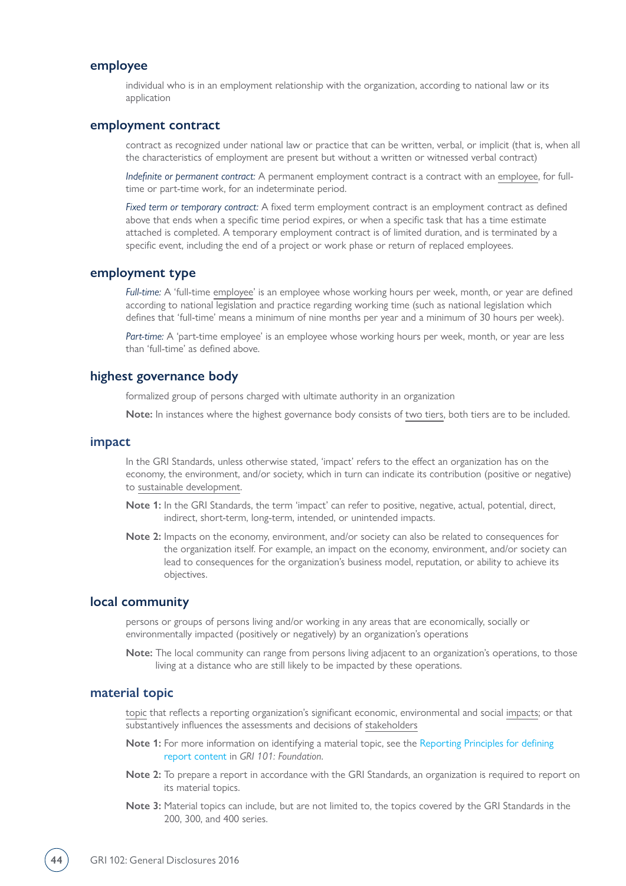### employee

individual who is in an employment relationship with the organization, according to national law or its application

### employment contract

contract as recognized under national law or practice that can be written, verbal, or implicit (that is, when all the characteristics of employment are present but without a written or witnessed verbal contract)

*Indefinite or permanent contract:* A permanent employment contract is a contract with an employee, for full-time or part-time work, for an indeterminate period.

*Fixed term or temporary contract:* A fixed term employment contract is an employment contract as defined above that ends when a specific time period expires, or when a specific task that has a time estimate attached is completed. A temporary employment contract is of limited duration, and is terminated by a specific event, including the end of a project or work phase or return of replaced employees.

### employment type

*Full-time:* A 'full-time employee' is an employee whose working hours per week, month, or year are defined according to national legislation and practice regarding working time (such as national legislation which defines that 'full-time' means a minimum of nine months per year and a minimum of 30 hours per week).

*Part-time:* A 'part-time employee' is an employee whose working hours per week, month, or year are less than 'full-time' as defined above.

### highest governance body

formalized group of persons charged with ultimate authority in an organization

**Note:** In instances where the highest governance body consists of two tiers, both tiers are to be included.

### impact

In the GRI Standards, unless otherwise stated, 'impact' refers to the effect an organization has on the economy, the environment, and/or society, which in turn can indicate its contribution (positive or negative) to sustainable development.

**Note 1:** In the GRI Standards, the term 'impact' can refer to positive, negative, actual, potential, direct, indirect, short-term, long-term, intended, or unintended impacts.

**Note 2:** Impacts on the economy, environment, and/or society can also be related to consequences for the organization itself. For example, an impact on the economy, environment, and/or society can lead to consequences for the organization's business model, reputation, or ability to achieve its objectives.

### local community

persons or groups of persons living and/or working in any areas that are economically, socially or environmentally impacted (positively or negatively) by an organization's operations

**Note:** The local community can range from persons living adjacent to an organization's operations, to those living at a distance who are still likely to be impacted by these operations.

### material topic

topic that reflects a reporting organization's significant economic, environmental and social impacts; or that substantively influences the assessments and decisions of stakeholders

**Note 1:** For more information on identifying a material topic, see the Reporting Principles for defining report content in *GRI 101: Foundation*.

**Note 2:** To prepare a report in accordance with the GRI Standards, an organization is required to report on its material topics.

**Note 3:** Material topics can include, but are not limited to, the topics covered by the GRI Standards in the 200, 300, and 400 series.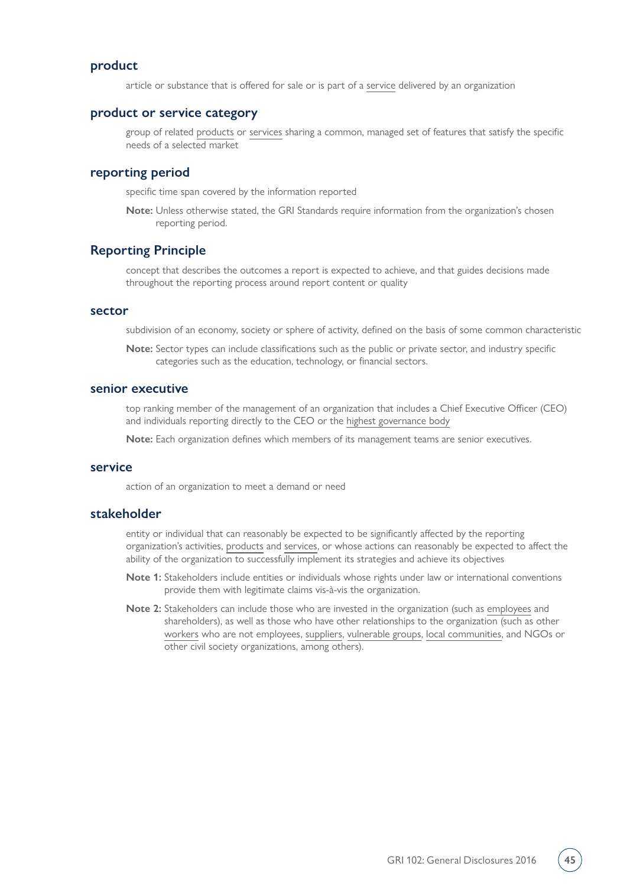### product

article or substance that is offered for sale or is part of a service delivered by an organization

### product or service category

group of related products or services sharing a common, managed set of features that satisfy the specific needs of a selected market

### reporting period

specific time span covered by the information reported

**Note:** Unless otherwise stated, the GRI Standards require information from the organization's chosen reporting period.

### Reporting Principle

concept that describes the outcomes a report is expected to achieve, and that guides decisions made throughout the reporting process around report content or quality

### sector

subdivision of an economy, society or sphere of activity, defined on the basis of some common characteristic

**Note:** Sector types can include classifications such as the public or private sector, and industry specific categories such as the education, technology, or financial sectors.

### senior executive

top ranking member of the management of an organization that includes a Chief Executive Officer (CEO) and individuals reporting directly to the CEO or the highest governance body

**Note:** Each organization defines which members of its management teams are senior executives.

### service

action of an organization to meet a demand or need

### stakeholder

entity or individual that can reasonably be expected to be significantly affected by the reporting organization's activities, products and services, or whose actions can reasonably be expected to affect the ability of the organization to successfully implement its strategies and achieve its objectives

**Note 1:** Stakeholders include entities or individuals whose rights under law or international conventions provide them with legitimate claims vis-à-vis the organization.

**Note 2:** Stakeholders can include those who are invested in the organization (such as employees and shareholders), as well as those who have other relationships to the organization (such as other workers who are not employees, suppliers, vulnerable groups, local communities, and NGOs or other civil society organizations, among others).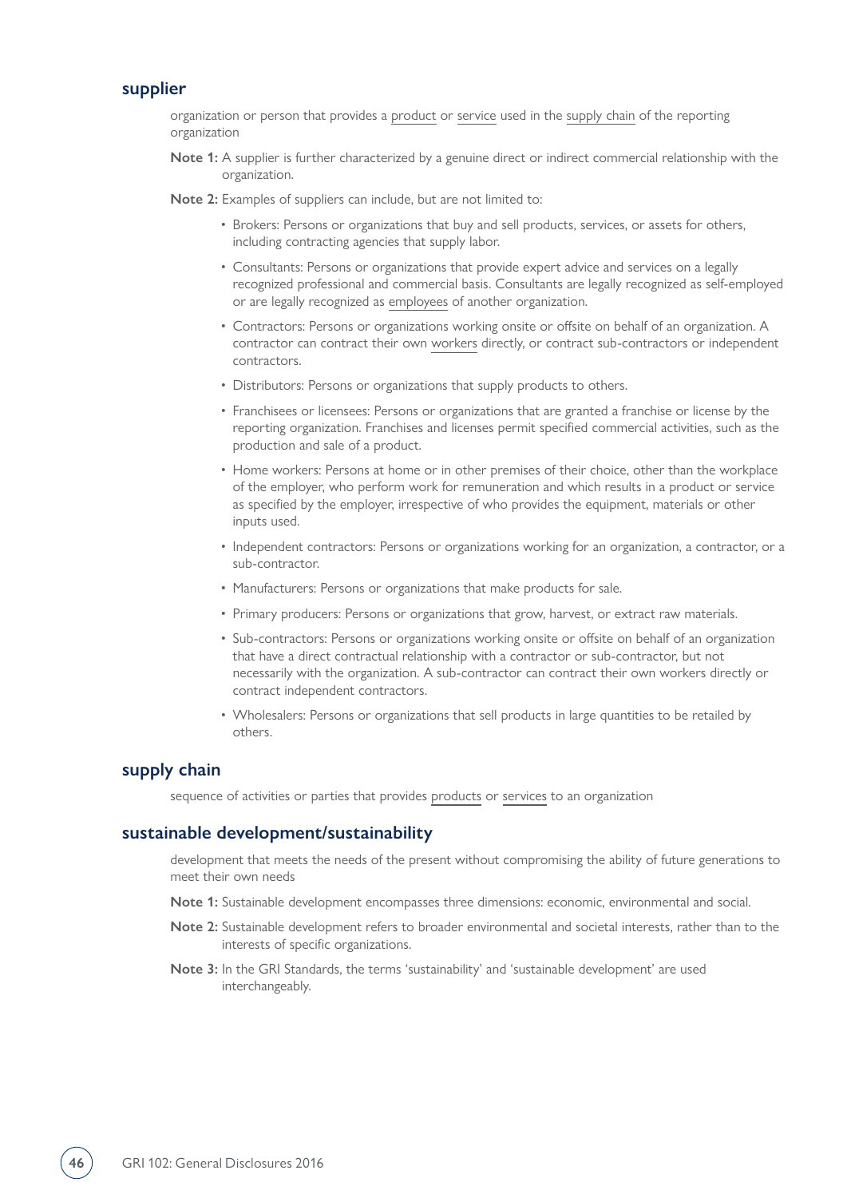## supplier

organization or person that provides a product or service used in the supply chain of the reporting organization

**Note 1:** A supplier is further characterized by a genuine direct or indirect commercial relationship with the organization.

**Note 2:** Examples of suppliers can include, but are not limited to:

- Brokers: Persons or organizations that buy and sell products, services, or assets for others, including contracting agencies that supply labor.
- Consultants: Persons or organizations that provide expert advice and services on a legally recognized professional and commercial basis. Consultants are legally recognized as self-employed or are legally recognized as employees of another organization.
- Contractors: Persons or organizations working onsite or offsite on behalf of an organization. A contractor can contract their own workers directly, or contract sub-contractors or independent contractors.
- Distributors: Persons or organizations that supply products to others.
- Franchisees or licensees: Persons or organizations that are granted a franchise or license by the reporting organization. Franchises and licenses permit specified commercial activities, such as the production and sale of a product.
- Home workers: Persons at home or in other premises of their choice, other than the workplace of the employer, who perform work for remuneration and which results in a product or service as specified by the employer, irrespective of who provides the equipment, materials or other inputs used.
- Independent contractors: Persons or organizations working for an organization, a contractor, or a sub-contractor.
- Manufacturers: Persons or organizations that make products for sale.
- Primary producers: Persons or organizations that grow, harvest, or extract raw materials.
- Sub-contractors: Persons or organizations working onsite or offsite on behalf of an organization that have a direct contractual relationship with a contractor or sub-contractor, but not necessarily with the organization. A sub-contractor can contract their own workers directly or contract independent contractors.
- Wholesalers: Persons or organizations that sell products in large quantities to be retailed by others.

## supply chain

sequence of activities or parties that provides products or services to an organization

## sustainable development/sustainability

development that meets the needs of the present without compromising the ability of future generations to meet their own needs

**Note 1:** Sustainable development encompasses three dimensions: economic, environmental and social.

**Note 2:** Sustainable development refers to broader environmental and societal interests, rather than to the interests of specific organizations.

**Note 3:** In the GRI Standards, the terms 'sustainability' and 'sustainable development' are used interchangeably.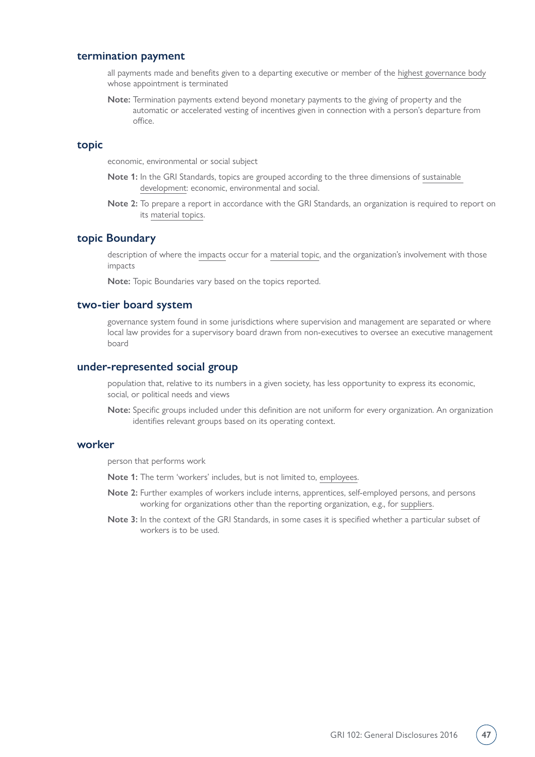### termination payment

all payments made and benefits given to a departing executive or member of the highest governance body whose appointment is terminated

**Note:** Termination payments extend beyond monetary payments to the giving of property and the automatic or accelerated vesting of incentives given in connection with a person's departure from office.

### topic

economic, environmental or social subject

**Note 1:** In the GRI Standards, topics are grouped according to the three dimensions of sustainable development: economic, environmental and social.

**Note 2:** To prepare a report in accordance with the GRI Standards, an organization is required to report on its material topics.

### topic Boundary

description of where the impacts occur for a material topic, and the organization's involvement with those impacts

**Note:** Topic Boundaries vary based on the topics reported.

### two-tier board system

governance system found in some jurisdictions where supervision and management are separated or where local law provides for a supervisory board drawn from non-executives to oversee an executive management board

### under-represented social group

population that, relative to its numbers in a given society, has less opportunity to express its economic, social, or political needs and views

**Note:** Specific groups included under this definition are not uniform for every organization. An organization identifies relevant groups based on its operating context.

### worker

person that performs work

**Note 1:** The term 'workers' includes, but is not limited to, employees.

**Note 2:** Further examples of workers include interns, apprentices, self-employed persons, and persons working for organizations other than the reporting organization, e.g., for suppliers.

**Note 3:** In the context of the GRI Standards, in some cases it is specified whether a particular subset of workers is to be used.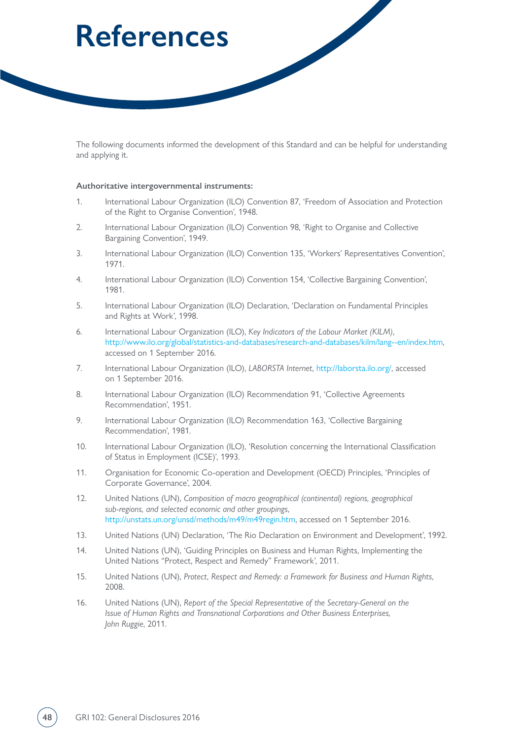# References

The following documents informed the development of this Standard and can be helpful for understanding and applying it.

**Authoritative intergovernmental instruments:**

1. International Labour Organization (ILO) Convention 87, 'Freedom of Association and Protection of the Right to Organise Convention', 1948.
2. International Labour Organization (ILO) Convention 98, 'Right to Organise and Collective Bargaining Convention', 1949.
3. International Labour Organization (ILO) Convention 135, 'Workers' Representatives Convention', 1971.
4. International Labour Organization (ILO) Convention 154, 'Collective Bargaining Convention', 1981.
5. International Labour Organization (ILO) Declaration, 'Declaration on Fundamental Principles and Rights at Work', 1998.
6. International Labour Organization (ILO), *Key Indicators of the Labour Market (KILM)*, http://www.ilo.org/global/statistics-and-databases/research-and-databases/kilm/lang--en/index.htm, accessed on 1 September 2016.
7. International Labour Organization (ILO), *LABORSTA Internet*, http://laborsta.ilo.org/, accessed on 1 September 2016.
8. International Labour Organization (ILO) Recommendation 91, 'Collective Agreements Recommendation', 1951.
9. International Labour Organization (ILO) Recommendation 163, 'Collective Bargaining Recommendation', 1981.
10. International Labour Organization (ILO), 'Resolution concerning the International Classification of Status in Employment (ICSE)', 1993.
11. Organisation for Economic Co-operation and Development (OECD) Principles, 'Principles of Corporate Governance', 2004.
12. United Nations (UN), *Composition of macro geographical (continental) regions, geographical sub-regions, and selected economic and other groupings*, http://unstats.un.org/unsd/methods/m49/m49regin.htm, accessed on 1 September 2016.
13. United Nations (UN) Declaration, 'The Rio Declaration on Environment and Development', 1992.
14. United Nations (UN), 'Guiding Principles on Business and Human Rights, Implementing the United Nations "Protect, Respect and Remedy" Framework', 2011.
15. United Nations (UN), *Protect, Respect and Remedy: a Framework for Business and Human Rights*, 2008.
16. United Nations (UN), *Report of the Special Representative of the Secretary-General on the Issue of Human Rights and Transnational Corporations and Other Business Enterprises, John Ruggie*, 2011.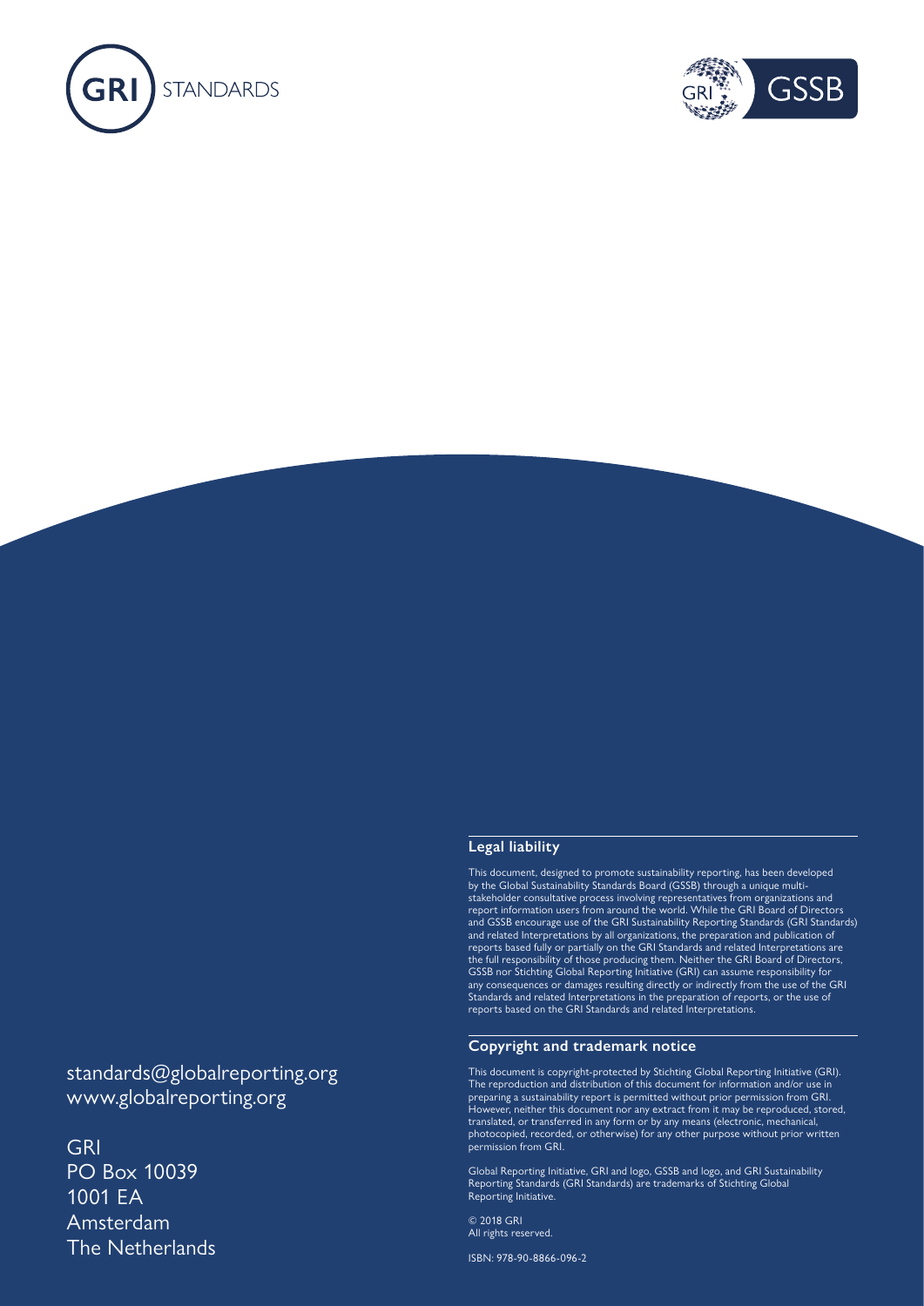GRI STANDARDS

GRI GSSB

## Legal liability

This document, designed to promote sustainability reporting, has been developed by the Global Sustainability Standards Board (GSSB) through a unique multi-stakeholder consultative process involving representatives from organizations and report information users from around the world. While the GRI Board of Directors and GSSB encourage use of the GRI Sustainability Reporting Standards (GRI Standards) and related Interpretations by all organizations, the preparation and publication of reports based fully or partially on the GRI Standards and related Interpretations are the full responsibility of those producing them. Neither the GRI Board of Directors, GSSB nor Stichting Global Reporting Initiative (GRI) can assume responsibility for any consequences or damages resulting directly or indirectly from the use of the GRI Standards and related Interpretations in the preparation of reports, or the use of reports based on the GRI Standards and related Interpretations.

## Copyright and trademark notice

This document is copyright-protected by Stichting Global Reporting Initiative (GRI). The reproduction and distribution of this document for information and/or use in preparing a sustainability report is permitted without prior permission from GRI. However, neither this document nor any extract from it may be reproduced, stored, translated, or transferred in any form or by any means (electronic, mechanical, photocopied, recorded, or otherwise) for any other purpose without prior written permission from GRI.

Global Reporting Initiative, GRI and logo, GSSB and logo, and GRI Sustainability Reporting Standards (GRI Standards) are trademarks of Stichting Global Reporting Initiative.

© 2018 GRI
All rights reserved.

ISBN: 978-90-8866-096-2

standards@globalreporting.org
www.globalreporting.org

GRI
PO Box 10039
1001 EA
Amsterdam
The Netherlands